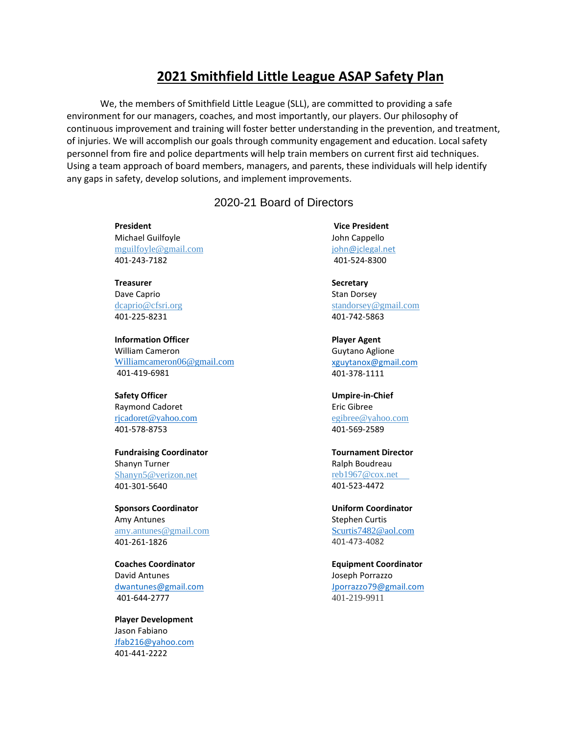# 2021 Smithfield Little League ASAP Safety Plan

We, the members of Smithfield Little League (SLL), are committed to providing a safe environment for our managers, coaches, and most importantly, our players. Our philosophy of continuous improvement and training will foster better understanding in the prevention, and treatment, of injuries. We will accomplish our goals through community engagement and education. Local safety personnel from fire and police departments will help train members on current first aid techniques. Using a team approach of board members, managers, and parents, these individuals will help identify any gaps in safety, develop solutions, and implement improvements.

## 2020-21 Board of Directors

**President**
Michael Guilfoyle
mguilfoyle@gmail.com
401-243-7182

**Vice President**
John Cappello
john@jclegal.net
401-524-8300

**Treasurer**
Dave Caprio
dcaprio@cfsri.org
401-225-8231

**Secretary**
Stan Dorsey
standorsey@gmail.com
401-742-5863

**Information Officer**
William Cameron
Williamcameron06@gmail.com
401-419-6981

**Player Agent**
Guytano Aglione
xguytanox@gmail.com
401-378-1111

**Safety Officer**
Raymond Cadoret
rjcadoret@yahoo.com
401-578-8753

**Umpire-in-Chief**
Eric Gibree
egibree@yahoo.com
401-569-2589

**Fundraising Coordinator**
Shanyn Turner
Shanyn5@verizon.net
401-301-5640

**Tournament Director**
Ralph Boudreau
reb1967@cox.net
401-523-4472

**Sponsors Coordinator**
Amy Antunes
amy.antunes@gmail.com
401-261-1826

**Uniform Coordinator**
Stephen Curtis
Scurtis7482@aol.com
401-473-4082

**Coaches Coordinator**
David Antunes
dwantunes@gmail.com
401-644-2777

**Equipment Coordinator**
Joseph Porrazzo
Jporrazzo79@gmail.com
401-219-9911

**Player Development**
Jason Fabiano
Jfab216@yahoo.com
401-441-2222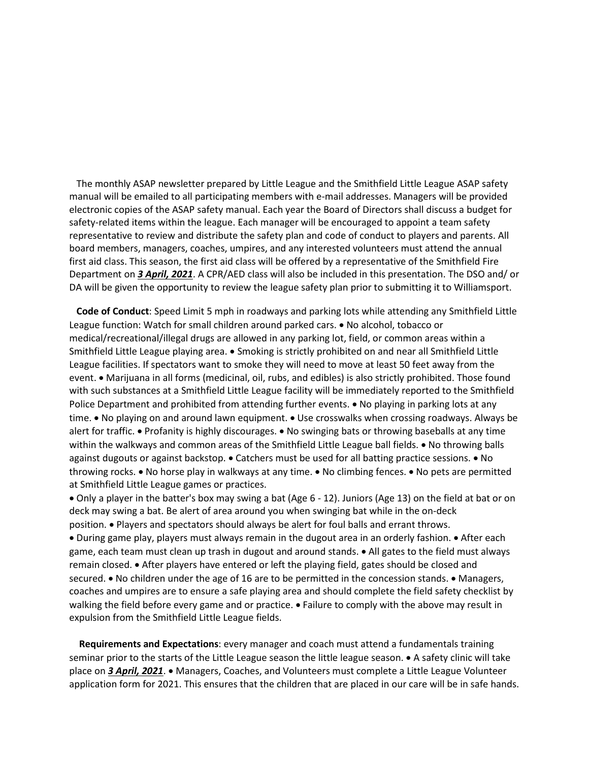The monthly ASAP newsletter prepared by Little League and the Smithfield Little League ASAP safety manual will be emailed to all participating members with e-mail addresses. Managers will be provided electronic copies of the ASAP safety manual. Each year the Board of Directors shall discuss a budget for safety-related items within the league. Each manager will be encouraged to appoint a team safety representative to review and distribute the safety plan and code of conduct to players and parents. All board members, managers, coaches, umpires, and any interested volunteers must attend the annual first aid class. This season, the first aid class will be offered by a representative of the Smithfield Fire Department on ***3 April, 2021***. A CPR/AED class will also be included in this presentation. The DSO and/ or DA will be given the opportunity to review the league safety plan prior to submitting it to Williamsport.

**Code of Conduct**: Speed Limit 5 mph in roadways and parking lots while attending any Smithfield Little League function: Watch for small children around parked cars. • No alcohol, tobacco or medical/recreational/illegal drugs are allowed in any parking lot, field, or common areas within a Smithfield Little League playing area. • Smoking is strictly prohibited on and near all Smithfield Little League facilities. If spectators want to smoke they will need to move at least 50 feet away from the event. • Marijuana in all forms (medicinal, oil, rubs, and edibles) is also strictly prohibited. Those found with such substances at a Smithfield Little League facility will be immediately reported to the Smithfield Police Department and prohibited from attending further events. • No playing in parking lots at any time. • No playing on and around lawn equipment. • Use crosswalks when crossing roadways. Always be alert for traffic. • Profanity is highly discourages. • No swinging bats or throwing baseballs at any time within the walkways and common areas of the Smithfield Little League ball fields. • No throwing balls against dugouts or against backstop. • Catchers must be used for all batting practice sessions. • No throwing rocks. • No horse play in walkways at any time. • No climbing fences. • No pets are permitted at Smithfield Little League games or practices.
• Only a player in the batter's box may swing a bat (Age 6 - 12). Juniors (Age 13) on the field at bat or on deck may swing a bat. Be alert of area around you when swinging bat while in the on-deck position. • Players and spectators should always be alert for foul balls and errant throws.
• During game play, players must always remain in the dugout area in an orderly fashion. • After each game, each team must clean up trash in dugout and around stands. • All gates to the field must always remain closed. • After players have entered or left the playing field, gates should be closed and secured. • No children under the age of 16 are to be permitted in the concession stands. • Managers, coaches and umpires are to ensure a safe playing area and should complete the field safety checklist by walking the field before every game and or practice. • Failure to comply with the above may result in expulsion from the Smithfield Little League fields.

**Requirements and Expectations**: every manager and coach must attend a fundamentals training seminar prior to the starts of the Little League season the little league season. • A safety clinic will take place on ***3 April, 2021***. • Managers, Coaches, and Volunteers must complete a Little League Volunteer application form for 2021. This ensures that the children that are placed in our care will be in safe hands.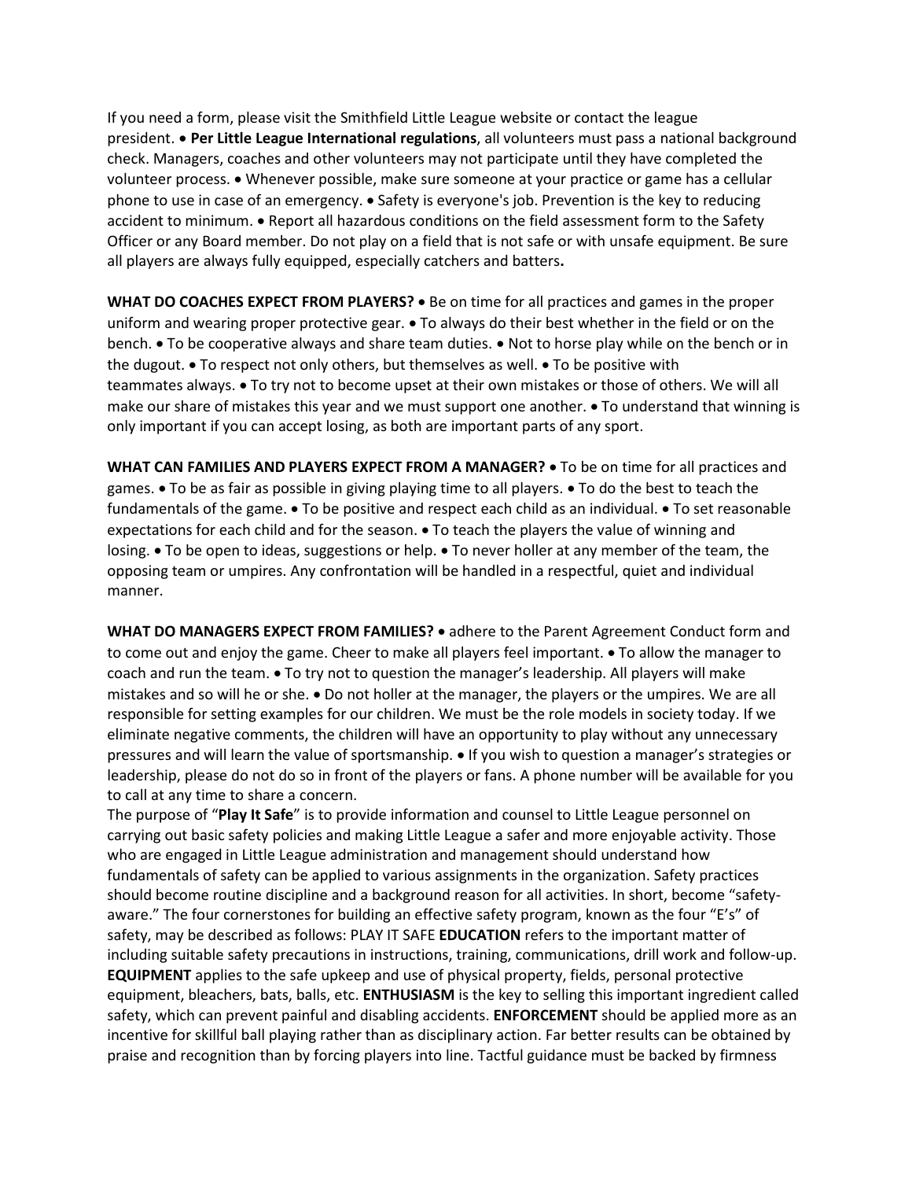If you need a form, please visit the Smithfield Little League website or contact the league president. • **Per Little League International regulations**, all volunteers must pass a national background check. Managers, coaches and other volunteers may not participate until they have completed the volunteer process. • Whenever possible, make sure someone at your practice or game has a cellular phone to use in case of an emergency. • Safety is everyone's job. Prevention is the key to reducing accident to minimum. • Report all hazardous conditions on the field assessment form to the Safety Officer or any Board member. Do not play on a field that is not safe or with unsafe equipment. Be sure all players are always fully equipped, especially catchers and batters**.**

**WHAT DO COACHES EXPECT FROM PLAYERS?** • Be on time for all practices and games in the proper uniform and wearing proper protective gear. • To always do their best whether in the field or on the bench. • To be cooperative always and share team duties. • Not to horse play while on the bench or in the dugout. • To respect not only others, but themselves as well. • To be positive with teammates always. • To try not to become upset at their own mistakes or those of others. We will all make our share of mistakes this year and we must support one another. • To understand that winning is only important if you can accept losing, as both are important parts of any sport.

**WHAT CAN FAMILIES AND PLAYERS EXPECT FROM A MANAGER?** • To be on time for all practices and games. • To be as fair as possible in giving playing time to all players. • To do the best to teach the fundamentals of the game. • To be positive and respect each child as an individual. • To set reasonable expectations for each child and for the season. • To teach the players the value of winning and losing. • To be open to ideas, suggestions or help. • To never holler at any member of the team, the opposing team or umpires. Any confrontation will be handled in a respectful, quiet and individual manner.

**WHAT DO MANAGERS EXPECT FROM FAMILIES?** • adhere to the Parent Agreement Conduct form and to come out and enjoy the game. Cheer to make all players feel important. • To allow the manager to coach and run the team. • To try not to question the manager's leadership. All players will make mistakes and so will he or she. • Do not holler at the manager, the players or the umpires. We are all responsible for setting examples for our children. We must be the role models in society today. If we eliminate negative comments, the children will have an opportunity to play without any unnecessary pressures and will learn the value of sportsmanship. • If you wish to question a manager's strategies or leadership, please do not do so in front of the players or fans. A phone number will be available for you to call at any time to share a concern.

The purpose of "**Play It Safe**" is to provide information and counsel to Little League personnel on carrying out basic safety policies and making Little League a safer and more enjoyable activity. Those who are engaged in Little League administration and management should understand how fundamentals of safety can be applied to various assignments in the organization. Safety practices should become routine discipline and a background reason for all activities. In short, become "safety-aware." The four cornerstones for building an effective safety program, known as the four "E's" of safety, may be described as follows: PLAY IT SAFE **EDUCATION** refers to the important matter of including suitable safety precautions in instructions, training, communications, drill work and follow-up. **EQUIPMENT** applies to the safe upkeep and use of physical property, fields, personal protective equipment, bleachers, bats, balls, etc. **ENTHUSIASM** is the key to selling this important ingredient called safety, which can prevent painful and disabling accidents. **ENFORCEMENT** should be applied more as an incentive for skillful ball playing rather than as disciplinary action. Far better results can be obtained by praise and recognition than by forcing players into line. Tactful guidance must be backed by firmness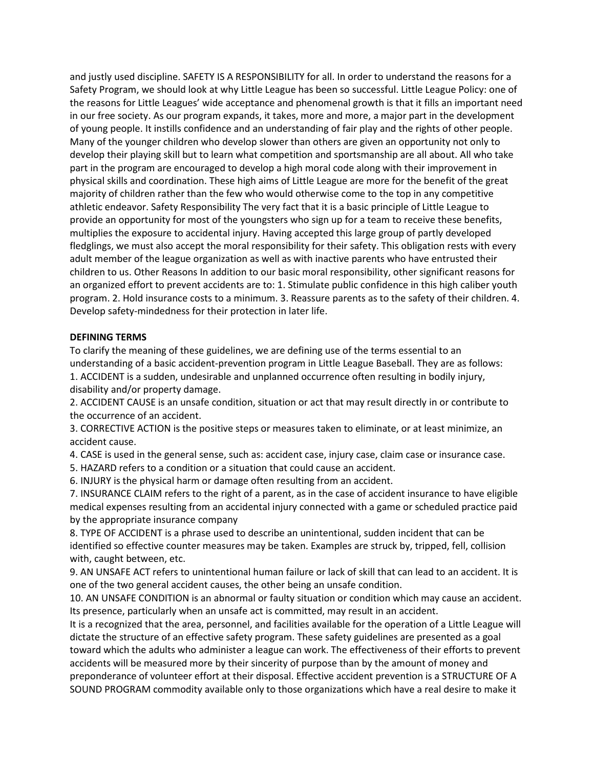and justly used discipline. SAFETY IS A RESPONSIBILITY for all. In order to understand the reasons for a Safety Program, we should look at why Little League has been so successful. Little League Policy: one of the reasons for Little Leagues' wide acceptance and phenomenal growth is that it fills an important need in our free society. As our program expands, it takes, more and more, a major part in the development of young people. It instills confidence and an understanding of fair play and the rights of other people. Many of the younger children who develop slower than others are given an opportunity not only to develop their playing skill but to learn what competition and sportsmanship are all about. All who take part in the program are encouraged to develop a high moral code along with their improvement in physical skills and coordination. These high aims of Little League are more for the benefit of the great majority of children rather than the few who would otherwise come to the top in any competitive athletic endeavor. Safety Responsibility The very fact that it is a basic principle of Little League to provide an opportunity for most of the youngsters who sign up for a team to receive these benefits, multiplies the exposure to accidental injury. Having accepted this large group of partly developed fledglings, we must also accept the moral responsibility for their safety. This obligation rests with every adult member of the league organization as well as with inactive parents who have entrusted their children to us. Other Reasons In addition to our basic moral responsibility, other significant reasons for an organized effort to prevent accidents are to: 1. Stimulate public confidence in this high caliber youth program. 2. Hold insurance costs to a minimum. 3. Reassure parents as to the safety of their children. 4. Develop safety-mindedness for their protection in later life.

**DEFINING TERMS**

To clarify the meaning of these guidelines, we are defining use of the terms essential to an understanding of a basic accident-prevention program in Little League Baseball. They are as follows:

1. ACCIDENT is a sudden, undesirable and unplanned occurrence often resulting in bodily injury, disability and/or property damage.
2. ACCIDENT CAUSE is an unsafe condition, situation or act that may result directly in or contribute to the occurrence of an accident.
3. CORRECTIVE ACTION is the positive steps or measures taken to eliminate, or at least minimize, an accident cause.
4. CASE is used in the general sense, such as: accident case, injury case, claim case or insurance case.
5. HAZARD refers to a condition or a situation that could cause an accident.
6. INJURY is the physical harm or damage often resulting from an accident.
7. INSURANCE CLAIM refers to the right of a parent, as in the case of accident insurance to have eligible medical expenses resulting from an accidental injury connected with a game or scheduled practice paid by the appropriate insurance company
8. TYPE OF ACCIDENT is a phrase used to describe an unintentional, sudden incident that can be identified so effective counter measures may be taken. Examples are struck by, tripped, fell, collision with, caught between, etc.
9. AN UNSAFE ACT refers to unintentional human failure or lack of skill that can lead to an accident. It is one of the two general accident causes, the other being an unsafe condition.
10. AN UNSAFE CONDITION is an abnormal or faulty situation or condition which may cause an accident. Its presence, particularly when an unsafe act is committed, may result in an accident.

It is a recognized that the area, personnel, and facilities available for the operation of a Little League will dictate the structure of an effective safety program. These safety guidelines are presented as a goal toward which the adults who administer a league can work. The effectiveness of their efforts to prevent accidents will be measured more by their sincerity of purpose than by the amount of money and preponderance of volunteer effort at their disposal. Effective accident prevention is a STRUCTURE OF A SOUND PROGRAM commodity available only to those organizations which have a real desire to make it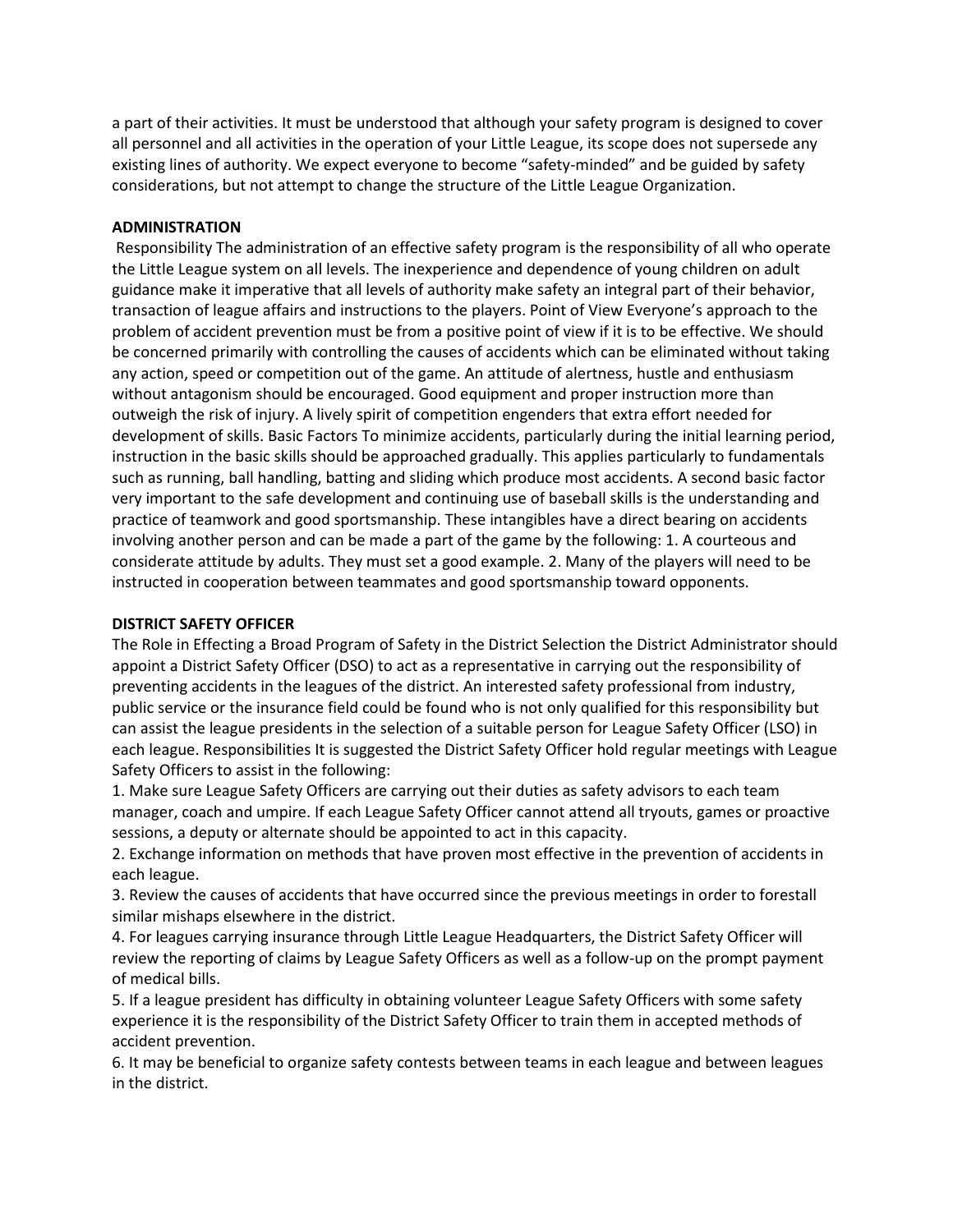a part of their activities. It must be understood that although your safety program is designed to cover all personnel and all activities in the operation of your Little League, its scope does not supersede any existing lines of authority. We expect everyone to become "safety-minded" and be guided by safety considerations, but not attempt to change the structure of the Little League Organization.

**ADMINISTRATION**

Responsibility The administration of an effective safety program is the responsibility of all who operate the Little League system on all levels. The inexperience and dependence of young children on adult guidance make it imperative that all levels of authority make safety an integral part of their behavior, transaction of league affairs and instructions to the players. Point of View Everyone's approach to the problem of accident prevention must be from a positive point of view if it is to be effective. We should be concerned primarily with controlling the causes of accidents which can be eliminated without taking any action, speed or competition out of the game. An attitude of alertness, hustle and enthusiasm without antagonism should be encouraged. Good equipment and proper instruction more than outweigh the risk of injury. A lively spirit of competition engenders that extra effort needed for development of skills. Basic Factors To minimize accidents, particularly during the initial learning period, instruction in the basic skills should be approached gradually. This applies particularly to fundamentals such as running, ball handling, batting and sliding which produce most accidents. A second basic factor very important to the safe development and continuing use of baseball skills is the understanding and practice of teamwork and good sportsmanship. These intangibles have a direct bearing on accidents involving another person and can be made a part of the game by the following: 1. A courteous and considerate attitude by adults. They must set a good example. 2. Many of the players will need to be instructed in cooperation between teammates and good sportsmanship toward opponents.

**DISTRICT SAFETY OFFICER**

The Role in Effecting a Broad Program of Safety in the District Selection the District Administrator should appoint a District Safety Officer (DSO) to act as a representative in carrying out the responsibility of preventing accidents in the leagues of the district. An interested safety professional from industry, public service or the insurance field could be found who is not only qualified for this responsibility but can assist the league presidents in the selection of a suitable person for League Safety Officer (LSO) in each league. Responsibilities It is suggested the District Safety Officer hold regular meetings with League Safety Officers to assist in the following:

1. Make sure League Safety Officers are carrying out their duties as safety advisors to each team manager, coach and umpire. If each League Safety Officer cannot attend all tryouts, games or proactive sessions, a deputy or alternate should be appointed to act in this capacity.
2. Exchange information on methods that have proven most effective in the prevention of accidents in each league.
3. Review the causes of accidents that have occurred since the previous meetings in order to forestall similar mishaps elsewhere in the district.
4. For leagues carrying insurance through Little League Headquarters, the District Safety Officer will review the reporting of claims by League Safety Officers as well as a follow-up on the prompt payment of medical bills.
5. If a league president has difficulty in obtaining volunteer League Safety Officers with some safety experience it is the responsibility of the District Safety Officer to train them in accepted methods of accident prevention.
6. It may be beneficial to organize safety contests between teams in each league and between leagues in the district.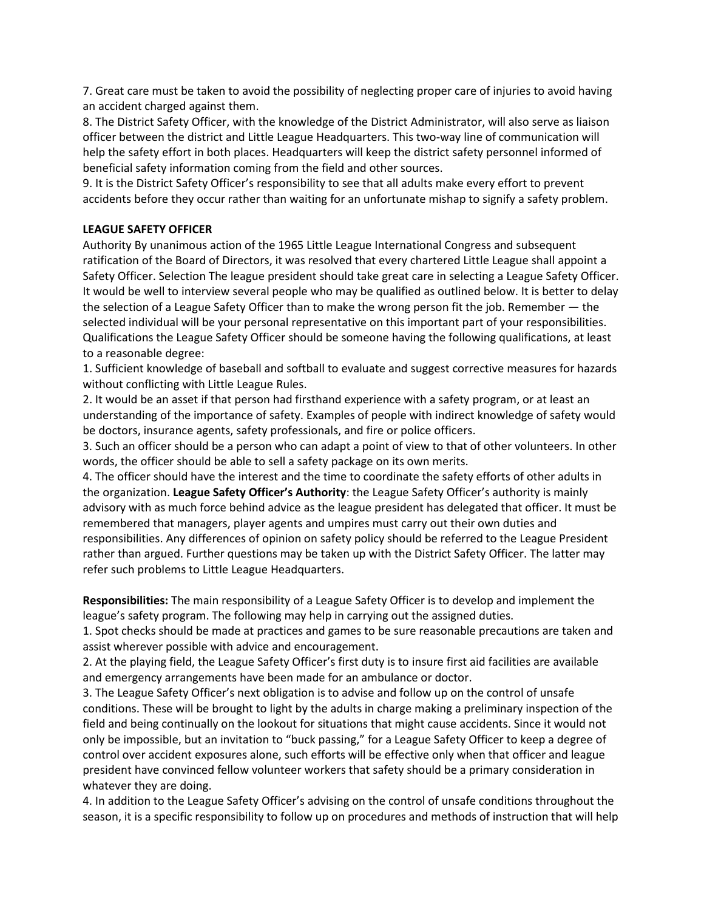7. Great care must be taken to avoid the possibility of neglecting proper care of injuries to avoid having an accident charged against them.
8. The District Safety Officer, with the knowledge of the District Administrator, will also serve as liaison officer between the district and Little League Headquarters. This two-way line of communication will help the safety effort in both places. Headquarters will keep the district safety personnel informed of beneficial safety information coming from the field and other sources.
9. It is the District Safety Officer's responsibility to see that all adults make every effort to prevent accidents before they occur rather than waiting for an unfortunate mishap to signify a safety problem.

**LEAGUE SAFETY OFFICER**

Authority By unanimous action of the 1965 Little League International Congress and subsequent ratification of the Board of Directors, it was resolved that every chartered Little League shall appoint a Safety Officer. Selection The league president should take great care in selecting a League Safety Officer. It would be well to interview several people who may be qualified as outlined below. It is better to delay the selection of a League Safety Officer than to make the wrong person fit the job. Remember — the selected individual will be your personal representative on this important part of your responsibilities. Qualifications the League Safety Officer should be someone having the following qualifications, at least to a reasonable degree:

1. Sufficient knowledge of baseball and softball to evaluate and suggest corrective measures for hazards without conflicting with Little League Rules.
2. It would be an asset if that person had firsthand experience with a safety program, or at least an understanding of the importance of safety. Examples of people with indirect knowledge of safety would be doctors, insurance agents, safety professionals, and fire or police officers.
3. Such an officer should be a person who can adapt a point of view to that of other volunteers. In other words, the officer should be able to sell a safety package on its own merits.
4. The officer should have the interest and the time to coordinate the safety efforts of other adults in the organization. **League Safety Officer's Authority**: the League Safety Officer's authority is mainly advisory with as much force behind advice as the league president has delegated that officer. It must be remembered that managers, player agents and umpires must carry out their own duties and responsibilities. Any differences of opinion on safety policy should be referred to the League President rather than argued. Further questions may be taken up with the District Safety Officer. The latter may refer such problems to Little League Headquarters.

**Responsibilities:** The main responsibility of a League Safety Officer is to develop and implement the league's safety program. The following may help in carrying out the assigned duties.

1. Spot checks should be made at practices and games to be sure reasonable precautions are taken and assist wherever possible with advice and encouragement.
2. At the playing field, the League Safety Officer's first duty is to insure first aid facilities are available and emergency arrangements have been made for an ambulance or doctor.
3. The League Safety Officer's next obligation is to advise and follow up on the control of unsafe conditions. These will be brought to light by the adults in charge making a preliminary inspection of the field and being continually on the lookout for situations that might cause accidents. Since it would not only be impossible, but an invitation to "buck passing," for a League Safety Officer to keep a degree of control over accident exposures alone, such efforts will be effective only when that officer and league president have convinced fellow volunteer workers that safety should be a primary consideration in whatever they are doing.
4. In addition to the League Safety Officer's advising on the control of unsafe conditions throughout the season, it is a specific responsibility to follow up on procedures and methods of instruction that will help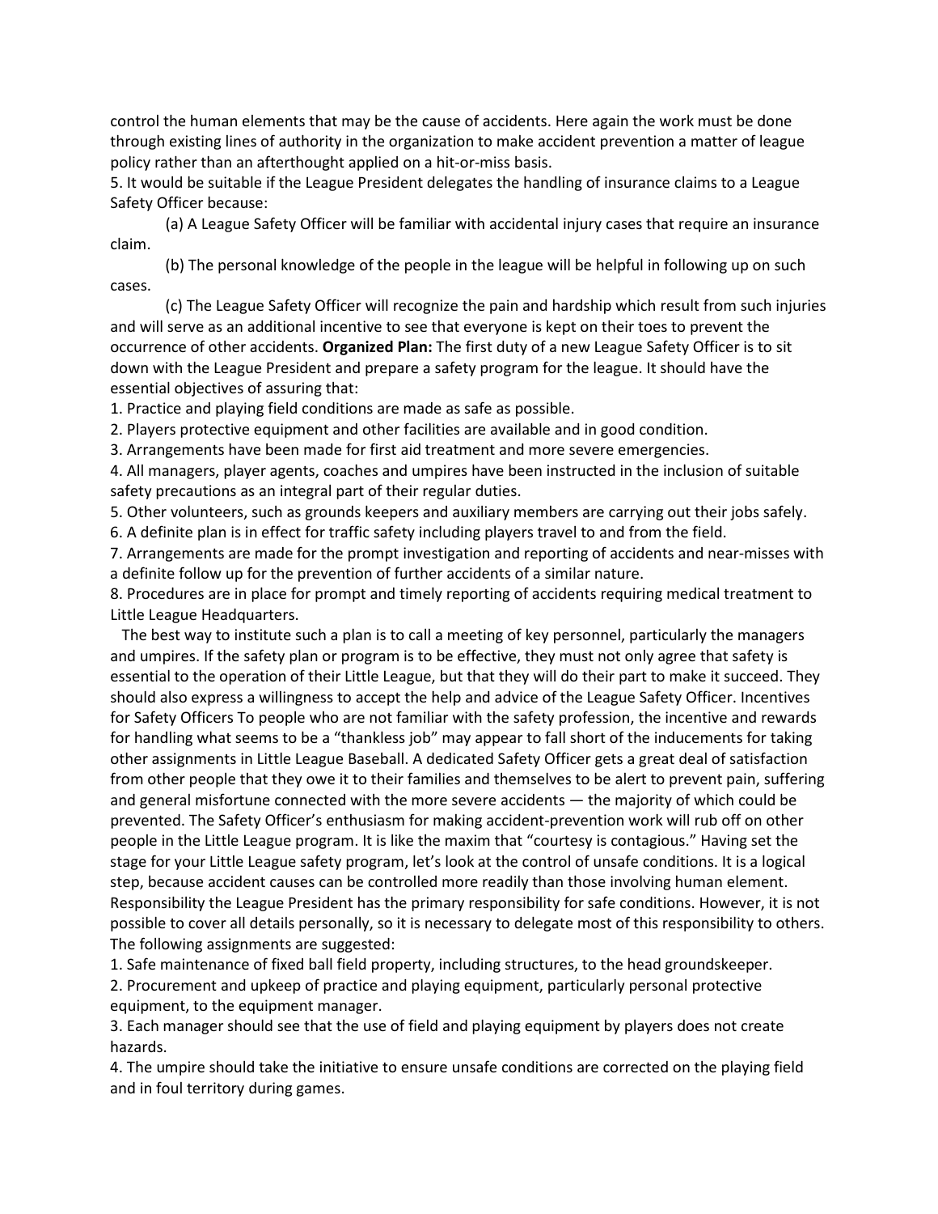control the human elements that may be the cause of accidents. Here again the work must be done through existing lines of authority in the organization to make accident prevention a matter of league policy rather than an afterthought applied on a hit-or-miss basis.

5. It would be suitable if the League President delegates the handling of insurance claims to a League Safety Officer because:

(a) A League Safety Officer will be familiar with accidental injury cases that require an insurance claim.

(b) The personal knowledge of the people in the league will be helpful in following up on such cases.

(c) The League Safety Officer will recognize the pain and hardship which result from such injuries and will serve as an additional incentive to see that everyone is kept on their toes to prevent the occurrence of other accidents. **Organized Plan:** The first duty of a new League Safety Officer is to sit down with the League President and prepare a safety program for the league. It should have the essential objectives of assuring that:

1. Practice and playing field conditions are made as safe as possible.
2. Players protective equipment and other facilities are available and in good condition.
3. Arrangements have been made for first aid treatment and more severe emergencies.
4. All managers, player agents, coaches and umpires have been instructed in the inclusion of suitable safety precautions as an integral part of their regular duties.
5. Other volunteers, such as grounds keepers and auxiliary members are carrying out their jobs safely.
6. A definite plan is in effect for traffic safety including players travel to and from the field.
7. Arrangements are made for the prompt investigation and reporting of accidents and near-misses with a definite follow up for the prevention of further accidents of a similar nature.
8. Procedures are in place for prompt and timely reporting of accidents requiring medical treatment to Little League Headquarters.

The best way to institute such a plan is to call a meeting of key personnel, particularly the managers and umpires. If the safety plan or program is to be effective, they must not only agree that safety is essential to the operation of their Little League, but that they will do their part to make it succeed. They should also express a willingness to accept the help and advice of the League Safety Officer. Incentives for Safety Officers To people who are not familiar with the safety profession, the incentive and rewards for handling what seems to be a "thankless job" may appear to fall short of the inducements for taking other assignments in Little League Baseball. A dedicated Safety Officer gets a great deal of satisfaction from other people that they owe it to their families and themselves to be alert to prevent pain, suffering and general misfortune connected with the more severe accidents — the majority of which could be prevented. The Safety Officer's enthusiasm for making accident-prevention work will rub off on other people in the Little League program. It is like the maxim that "courtesy is contagious." Having set the stage for your Little League safety program, let's look at the control of unsafe conditions. It is a logical step, because accident causes can be controlled more readily than those involving human element. Responsibility the League President has the primary responsibility for safe conditions. However, it is not possible to cover all details personally, so it is necessary to delegate most of this responsibility to others. The following assignments are suggested:

1. Safe maintenance of fixed ball field property, including structures, to the head groundskeeper.
2. Procurement and upkeep of practice and playing equipment, particularly personal protective equipment, to the equipment manager.
3. Each manager should see that the use of field and playing equipment by players does not create hazards.
4. The umpire should take the initiative to ensure unsafe conditions are corrected on the playing field and in foul territory during games.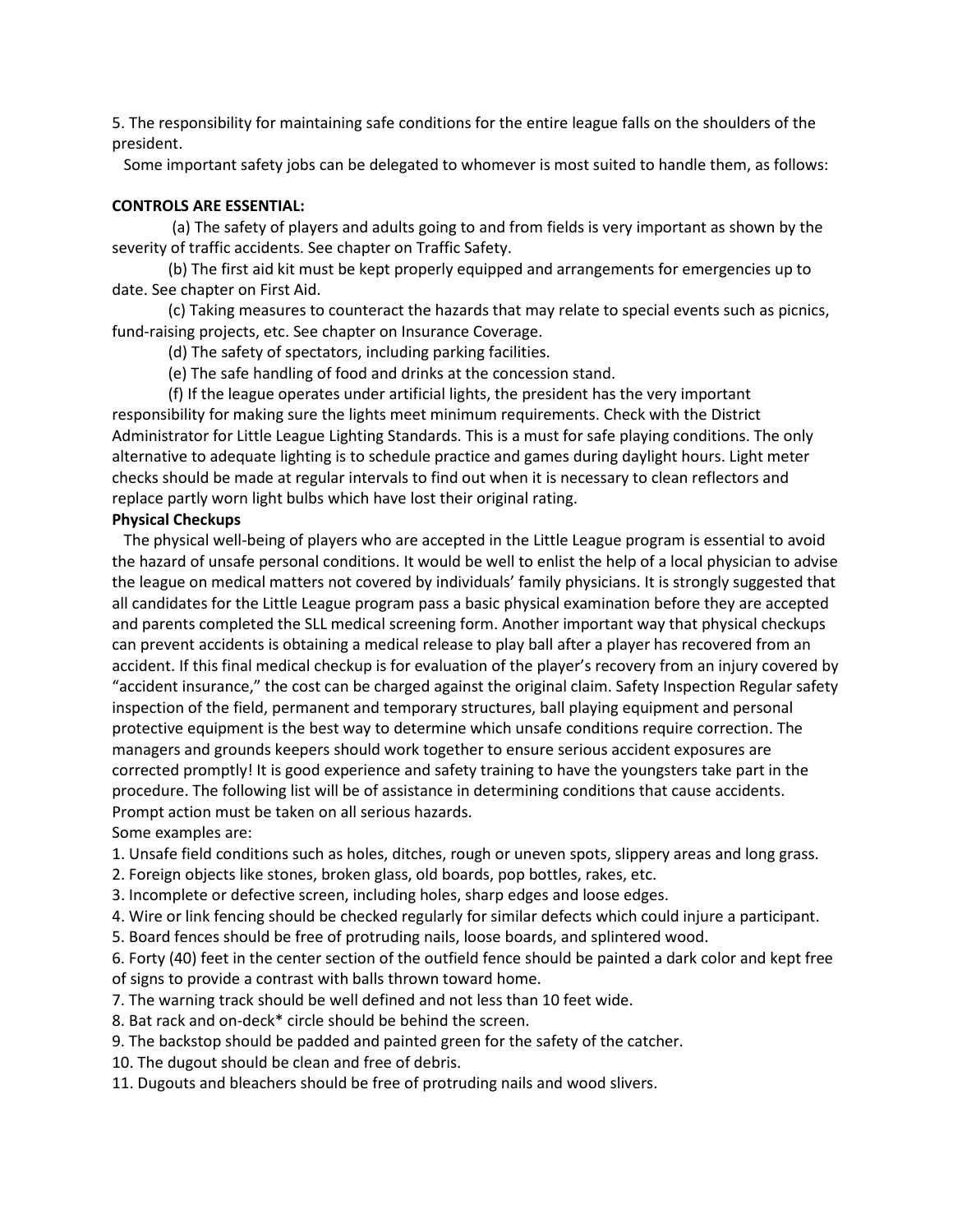5. The responsibility for maintaining safe conditions for the entire league falls on the shoulders of the president.

Some important safety jobs can be delegated to whomever is most suited to handle them, as follows:

**CONTROLS ARE ESSENTIAL:**

(a) The safety of players and adults going to and from fields is very important as shown by the severity of traffic accidents. See chapter on Traffic Safety.

(b) The first aid kit must be kept properly equipped and arrangements for emergencies up to date. See chapter on First Aid.

(c) Taking measures to counteract the hazards that may relate to special events such as picnics, fund-raising projects, etc. See chapter on Insurance Coverage.

(d) The safety of spectators, including parking facilities.

(e) The safe handling of food and drinks at the concession stand.

(f) If the league operates under artificial lights, the president has the very important responsibility for making sure the lights meet minimum requirements. Check with the District Administrator for Little League Lighting Standards. This is a must for safe playing conditions. The only alternative to adequate lighting is to schedule practice and games during daylight hours. Light meter checks should be made at regular intervals to find out when it is necessary to clean reflectors and replace partly worn light bulbs which have lost their original rating.

**Physical Checkups**

The physical well-being of players who are accepted in the Little League program is essential to avoid the hazard of unsafe personal conditions. It would be well to enlist the help of a local physician to advise the league on medical matters not covered by individuals' family physicians. It is strongly suggested that all candidates for the Little League program pass a basic physical examination before they are accepted and parents completed the SLL medical screening form. Another important way that physical checkups can prevent accidents is obtaining a medical release to play ball after a player has recovered from an accident. If this final medical checkup is for evaluation of the player's recovery from an injury covered by "accident insurance," the cost can be charged against the original claim. Safety Inspection Regular safety inspection of the field, permanent and temporary structures, ball playing equipment and personal protective equipment is the best way to determine which unsafe conditions require correction. The managers and grounds keepers should work together to ensure serious accident exposures are corrected promptly! It is good experience and safety training to have the youngsters take part in the procedure. The following list will be of assistance in determining conditions that cause accidents. Prompt action must be taken on all serious hazards.

Some examples are:

1. Unsafe field conditions such as holes, ditches, rough or uneven spots, slippery areas and long grass.
2. Foreign objects like stones, broken glass, old boards, pop bottles, rakes, etc.
3. Incomplete or defective screen, including holes, sharp edges and loose edges.
4. Wire or link fencing should be checked regularly for similar defects which could injure a participant.
5. Board fences should be free of protruding nails, loose boards, and splintered wood.
6. Forty (40) feet in the center section of the outfield fence should be painted a dark color and kept free of signs to provide a contrast with balls thrown toward home.
7. The warning track should be well defined and not less than 10 feet wide.
8. Bat rack and on-deck* circle should be behind the screen.
9. The backstop should be padded and painted green for the safety of the catcher.
10. The dugout should be clean and free of debris.
11. Dugouts and bleachers should be free of protruding nails and wood slivers.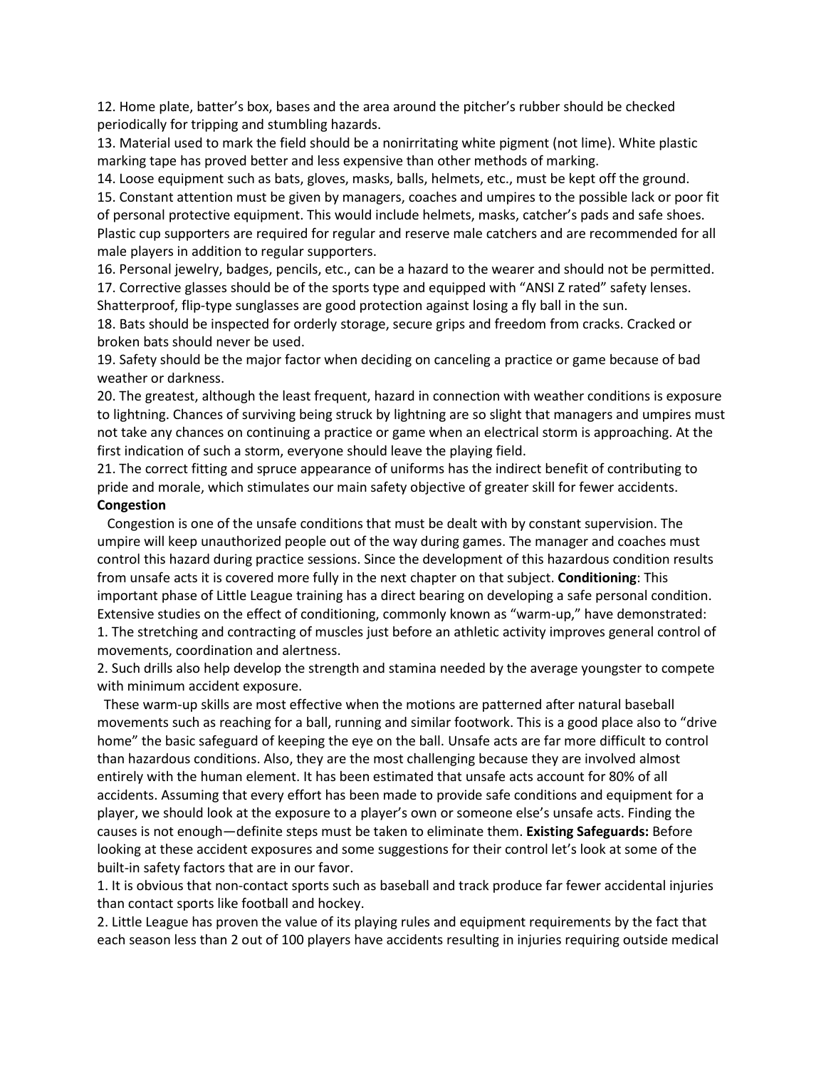12. Home plate, batter's box, bases and the area around the pitcher's rubber should be checked periodically for tripping and stumbling hazards.

13. Material used to mark the field should be a nonirritating white pigment (not lime). White plastic marking tape has proved better and less expensive than other methods of marking.

14. Loose equipment such as bats, gloves, masks, balls, helmets, etc., must be kept off the ground.

15. Constant attention must be given by managers, coaches and umpires to the possible lack or poor fit of personal protective equipment. This would include helmets, masks, catcher's pads and safe shoes. Plastic cup supporters are required for regular and reserve male catchers and are recommended for all male players in addition to regular supporters.

16. Personal jewelry, badges, pencils, etc., can be a hazard to the wearer and should not be permitted.

17. Corrective glasses should be of the sports type and equipped with "ANSI Z rated" safety lenses. Shatterproof, flip-type sunglasses are good protection against losing a fly ball in the sun.

18. Bats should be inspected for orderly storage, secure grips and freedom from cracks. Cracked or broken bats should never be used.

19. Safety should be the major factor when deciding on canceling a practice or game because of bad weather or darkness.

20. The greatest, although the least frequent, hazard in connection with weather conditions is exposure to lightning. Chances of surviving being struck by lightning are so slight that managers and umpires must not take any chances on continuing a practice or game when an electrical storm is approaching. At the first indication of such a storm, everyone should leave the playing field.

21. The correct fitting and spruce appearance of uniforms has the indirect benefit of contributing to pride and morale, which stimulates our main safety objective of greater skill for fewer accidents.

**Congestion**

Congestion is one of the unsafe conditions that must be dealt with by constant supervision. The umpire will keep unauthorized people out of the way during games. The manager and coaches must control this hazard during practice sessions. Since the development of this hazardous condition results from unsafe acts it is covered more fully in the next chapter on that subject. **Conditioning**: This important phase of Little League training has a direct bearing on developing a safe personal condition. Extensive studies on the effect of conditioning, commonly known as "warm-up," have demonstrated:

1. The stretching and contracting of muscles just before an athletic activity improves general control of movements, coordination and alertness.

2. Such drills also help develop the strength and stamina needed by the average youngster to compete with minimum accident exposure.

These warm-up skills are most effective when the motions are patterned after natural baseball movements such as reaching for a ball, running and similar footwork. This is a good place also to "drive home" the basic safeguard of keeping the eye on the ball. Unsafe acts are far more difficult to control than hazardous conditions. Also, they are the most challenging because they are involved almost entirely with the human element. It has been estimated that unsafe acts account for 80% of all accidents. Assuming that every effort has been made to provide safe conditions and equipment for a player, we should look at the exposure to a player's own or someone else's unsafe acts. Finding the causes is not enough—definite steps must be taken to eliminate them. **Existing Safeguards:** Before looking at these accident exposures and some suggestions for their control let's look at some of the built-in safety factors that are in our favor.

1. It is obvious that non-contact sports such as baseball and track produce far fewer accidental injuries than contact sports like football and hockey.

2. Little League has proven the value of its playing rules and equipment requirements by the fact that each season less than 2 out of 100 players have accidents resulting in injuries requiring outside medical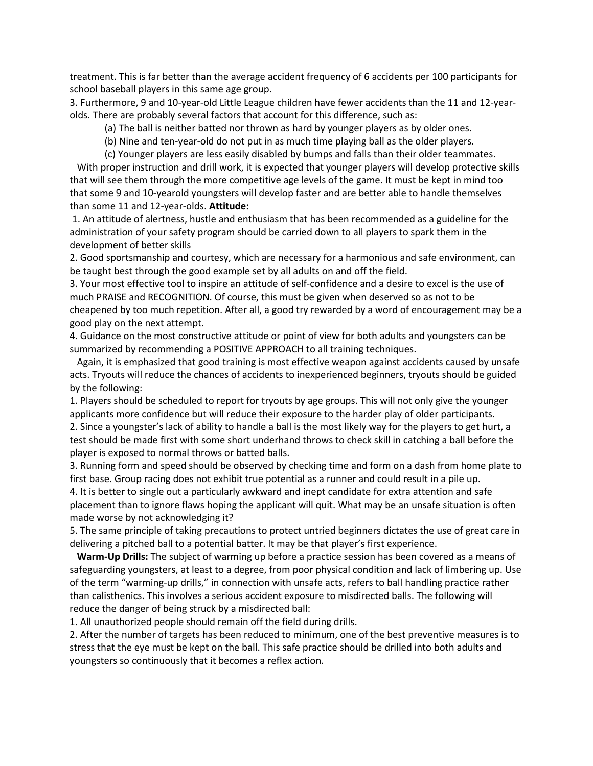treatment. This is far better than the average accident frequency of 6 accidents per 100 participants for school baseball players in this same age group.

3. Furthermore, 9 and 10-year-old Little League children have fewer accidents than the 11 and 12-year-olds. There are probably several factors that account for this difference, such as:

(a) The ball is neither batted nor thrown as hard by younger players as by older ones.

(b) Nine and ten-year-old do not put in as much time playing ball as the older players.

(c) Younger players are less easily disabled by bumps and falls than their older teammates.

With proper instruction and drill work, it is expected that younger players will develop protective skills that will see them through the more competitive age levels of the game. It must be kept in mind too that some 9 and 10-yearold youngsters will develop faster and are better able to handle themselves than some 11 and 12-year-olds. **Attitude:**

1. An attitude of alertness, hustle and enthusiasm that has been recommended as a guideline for the administration of your safety program should be carried down to all players to spark them in the development of better skills

2. Good sportsmanship and courtesy, which are necessary for a harmonious and safe environment, can be taught best through the good example set by all adults on and off the field.

3. Your most effective tool to inspire an attitude of self-confidence and a desire to excel is the use of much PRAISE and RECOGNITION. Of course, this must be given when deserved so as not to be cheapened by too much repetition. After all, a good try rewarded by a word of encouragement may be a good play on the next attempt.

4. Guidance on the most constructive attitude or point of view for both adults and youngsters can be summarized by recommending a POSITIVE APPROACH to all training techniques.

Again, it is emphasized that good training is most effective weapon against accidents caused by unsafe acts. Tryouts will reduce the chances of accidents to inexperienced beginners, tryouts should be guided by the following:

1. Players should be scheduled to report for tryouts by age groups. This will not only give the younger applicants more confidence but will reduce their exposure to the harder play of older participants.

2. Since a youngster's lack of ability to handle a ball is the most likely way for the players to get hurt, a test should be made first with some short underhand throws to check skill in catching a ball before the player is exposed to normal throws or batted balls.

3. Running form and speed should be observed by checking time and form on a dash from home plate to first base. Group racing does not exhibit true potential as a runner and could result in a pile up.

4. It is better to single out a particularly awkward and inept candidate for extra attention and safe placement than to ignore flaws hoping the applicant will quit. What may be an unsafe situation is often made worse by not acknowledging it?

5. The same principle of taking precautions to protect untried beginners dictates the use of great care in delivering a pitched ball to a potential batter. It may be that player's first experience.

**Warm-Up Drills:** The subject of warming up before a practice session has been covered as a means of safeguarding youngsters, at least to a degree, from poor physical condition and lack of limbering up. Use of the term "warming-up drills," in connection with unsafe acts, refers to ball handling practice rather than calisthenics. This involves a serious accident exposure to misdirected balls. The following will reduce the danger of being struck by a misdirected ball:

1. All unauthorized people should remain off the field during drills.

2. After the number of targets has been reduced to minimum, one of the best preventive measures is to stress that the eye must be kept on the ball. This safe practice should be drilled into both adults and youngsters so continuously that it becomes a reflex action.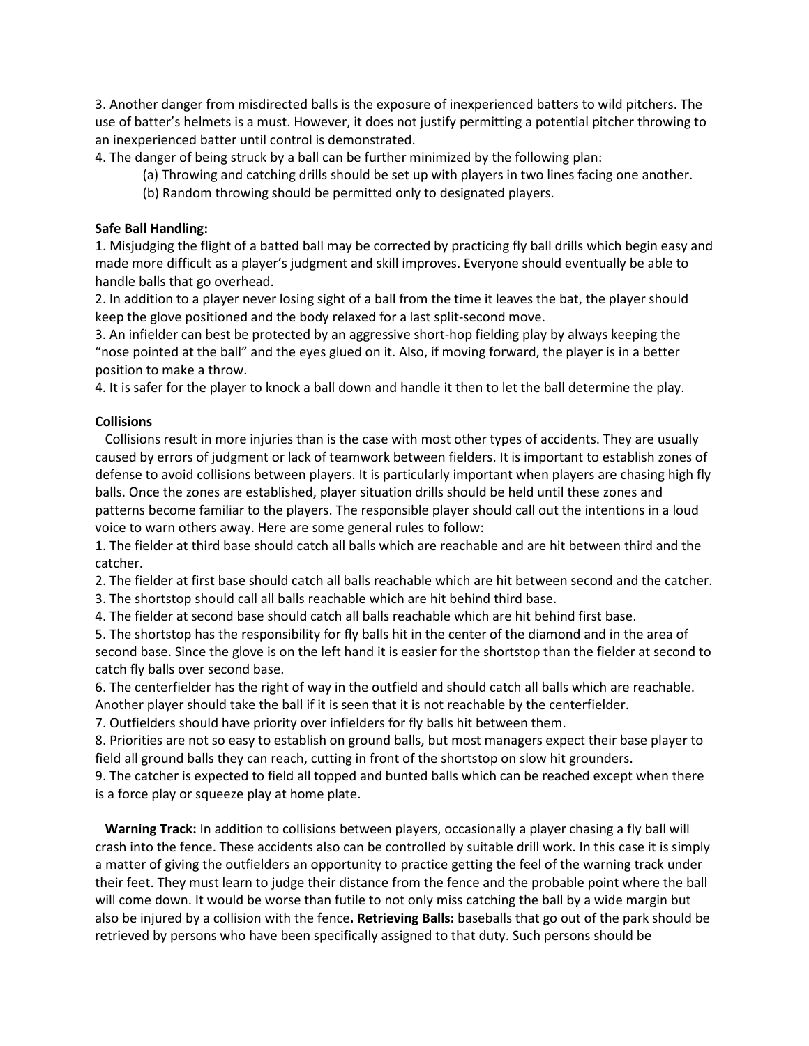3. Another danger from misdirected balls is the exposure of inexperienced batters to wild pitchers. The use of batter's helmets is a must. However, it does not justify permitting a potential pitcher throwing to an inexperienced batter until control is demonstrated.

4. The danger of being struck by a ball can be further minimized by the following plan:

   (a) Throwing and catching drills should be set up with players in two lines facing one another.

   (b) Random throwing should be permitted only to designated players.

**Safe Ball Handling:**

1. Misjudging the flight of a batted ball may be corrected by practicing fly ball drills which begin easy and made more difficult as a player's judgment and skill improves. Everyone should eventually be able to handle balls that go overhead.

2. In addition to a player never losing sight of a ball from the time it leaves the bat, the player should keep the glove positioned and the body relaxed for a last split-second move.

3. An infielder can best be protected by an aggressive short-hop fielding play by always keeping the "nose pointed at the ball" and the eyes glued on it. Also, if moving forward, the player is in a better position to make a throw.

4. It is safer for the player to knock a ball down and handle it then to let the ball determine the play.

**Collisions**

Collisions result in more injuries than is the case with most other types of accidents. They are usually caused by errors of judgment or lack of teamwork between fielders. It is important to establish zones of defense to avoid collisions between players. It is particularly important when players are chasing high fly balls. Once the zones are established, player situation drills should be held until these zones and patterns become familiar to the players. The responsible player should call out the intentions in a loud voice to warn others away. Here are some general rules to follow:

1. The fielder at third base should catch all balls which are reachable and are hit between third and the catcher.

2. The fielder at first base should catch all balls reachable which are hit between second and the catcher.

3. The shortstop should call all balls reachable which are hit behind third base.

4. The fielder at second base should catch all balls reachable which are hit behind first base.

5. The shortstop has the responsibility for fly balls hit in the center of the diamond and in the area of second base. Since the glove is on the left hand it is easier for the shortstop than the fielder at second to catch fly balls over second base.

6. The centerfielder has the right of way in the outfield and should catch all balls which are reachable. Another player should take the ball if it is seen that it is not reachable by the centerfielder.

7. Outfielders should have priority over infielders for fly balls hit between them.

8. Priorities are not so easy to establish on ground balls, but most managers expect their base player to field all ground balls they can reach, cutting in front of the shortstop on slow hit grounders.

9. The catcher is expected to field all topped and bunted balls which can be reached except when there is a force play or squeeze play at home plate.

**Warning Track:** In addition to collisions between players, occasionally a player chasing a fly ball will crash into the fence. These accidents also can be controlled by suitable drill work. In this case it is simply a matter of giving the outfielders an opportunity to practice getting the feel of the warning track under their feet. They must learn to judge their distance from the fence and the probable point where the ball will come down. It would be worse than futile to not only miss catching the ball by a wide margin but also be injured by a collision with the fence**. Retrieving Balls:** baseballs that go out of the park should be retrieved by persons who have been specifically assigned to that duty. Such persons should be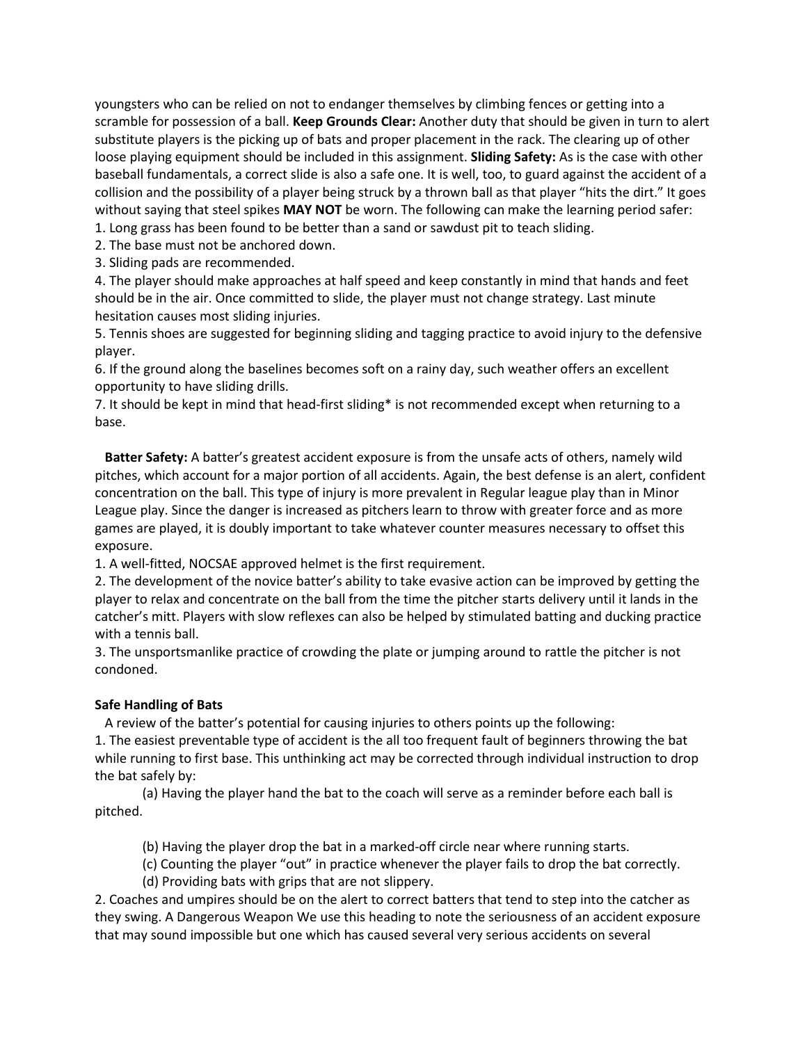youngsters who can be relied on not to endanger themselves by climbing fences or getting into a scramble for possession of a ball. **Keep Grounds Clear:** Another duty that should be given in turn to alert substitute players is the picking up of bats and proper placement in the rack. The clearing up of other loose playing equipment should be included in this assignment. **Sliding Safety:** As is the case with other baseball fundamentals, a correct slide is also a safe one. It is well, too, to guard against the accident of a collision and the possibility of a player being struck by a thrown ball as that player "hits the dirt." It goes without saying that steel spikes **MAY NOT** be worn. The following can make the learning period safer:

1. Long grass has been found to be better than a sand or sawdust pit to teach sliding.
2. The base must not be anchored down.
3. Sliding pads are recommended.
4. The player should make approaches at half speed and keep constantly in mind that hands and feet should be in the air. Once committed to slide, the player must not change strategy. Last minute hesitation causes most sliding injuries.
5. Tennis shoes are suggested for beginning sliding and tagging practice to avoid injury to the defensive player.
6. If the ground along the baselines becomes soft on a rainy day, such weather offers an excellent opportunity to have sliding drills.
7. It should be kept in mind that head-first sliding* is not recommended except when returning to a base.

**Batter Safety:** A batter's greatest accident exposure is from the unsafe acts of others, namely wild pitches, which account for a major portion of all accidents. Again, the best defense is an alert, confident concentration on the ball. This type of injury is more prevalent in Regular league play than in Minor League play. Since the danger is increased as pitchers learn to throw with greater force and as more games are played, it is doubly important to take whatever counter measures necessary to offset this exposure.

1. A well-fitted, NOCSAE approved helmet is the first requirement.
2. The development of the novice batter's ability to take evasive action can be improved by getting the player to relax and concentrate on the ball from the time the pitcher starts delivery until it lands in the catcher's mitt. Players with slow reflexes can also be helped by stimulated batting and ducking practice with a tennis ball.
3. The unsportsmanlike practice of crowding the plate or jumping around to rattle the pitcher is not condoned.

**Safe Handling of Bats**

A review of the batter's potential for causing injuries to others points up the following:

1. The easiest preventable type of accident is the all too frequent fault of beginners throwing the bat while running to first base. This unthinking act may be corrected through individual instruction to drop the bat safely by:
   (a) Having the player hand the bat to the coach will serve as a reminder before each ball is pitched.
   (b) Having the player drop the bat in a marked-off circle near where running starts.
   (c) Counting the player "out" in practice whenever the player fails to drop the bat correctly.
   (d) Providing bats with grips that are not slippery.
2. Coaches and umpires should be on the alert to correct batters that tend to step into the catcher as they swing. A Dangerous Weapon We use this heading to note the seriousness of an accident exposure that may sound impossible but one which has caused several very serious accidents on several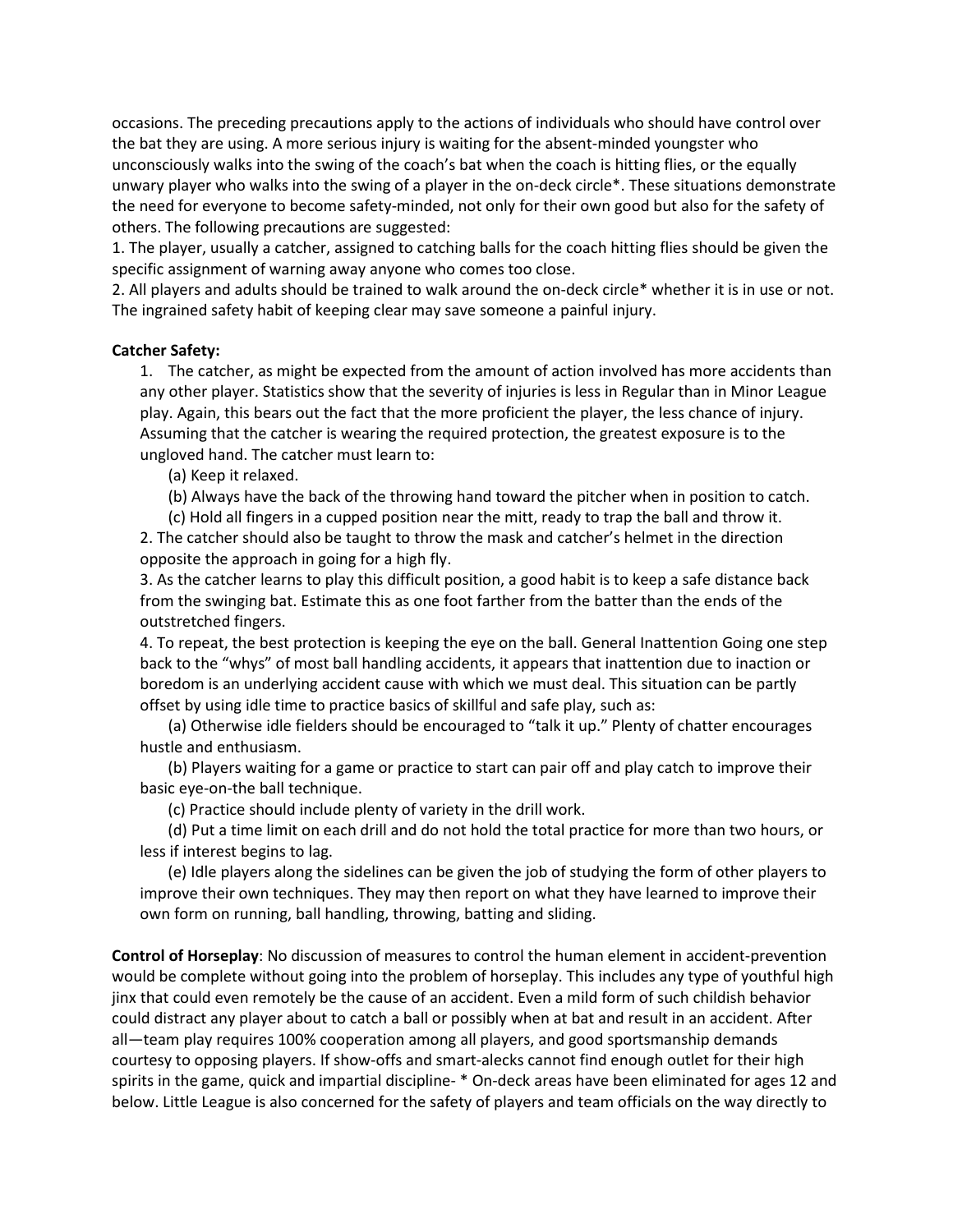occasions. The preceding precautions apply to the actions of individuals who should have control over the bat they are using. A more serious injury is waiting for the absent-minded youngster who unconsciously walks into the swing of the coach's bat when the coach is hitting flies, or the equally unwary player who walks into the swing of a player in the on-deck circle*. These situations demonstrate the need for everyone to become safety-minded, not only for their own good but also for the safety of others. The following precautions are suggested:

1. The player, usually a catcher, assigned to catching balls for the coach hitting flies should be given the specific assignment of warning away anyone who comes too close.
2. All players and adults should be trained to walk around the on-deck circle* whether it is in use or not. The ingrained safety habit of keeping clear may save someone a painful injury.

**Catcher Safety:**

1. The catcher, as might be expected from the amount of action involved has more accidents than any other player. Statistics show that the severity of injuries is less in Regular than in Minor League play. Again, this bears out the fact that the more proficient the player, the less chance of injury. Assuming that the catcher is wearing the required protection, the greatest exposure is to the ungloved hand. The catcher must learn to:
   (a) Keep it relaxed.
   (b) Always have the back of the throwing hand toward the pitcher when in position to catch.
   (c) Hold all fingers in a cupped position near the mitt, ready to trap the ball and throw it.
2. The catcher should also be taught to throw the mask and catcher's helmet in the direction opposite the approach in going for a high fly.
3. As the catcher learns to play this difficult position, a good habit is to keep a safe distance back from the swinging bat. Estimate this as one foot farther from the batter than the ends of the outstretched fingers.
4. To repeat, the best protection is keeping the eye on the ball. General Inattention Going one step back to the "whys" of most ball handling accidents, it appears that inattention due to inaction or boredom is an underlying accident cause with which we must deal. This situation can be partly offset by using idle time to practice basics of skillful and safe play, such as:
   (a) Otherwise idle fielders should be encouraged to "talk it up." Plenty of chatter encourages hustle and enthusiasm.
   (b) Players waiting for a game or practice to start can pair off and play catch to improve their basic eye-on-the ball technique.
   (c) Practice should include plenty of variety in the drill work.
   (d) Put a time limit on each drill and do not hold the total practice for more than two hours, or less if interest begins to lag.
   (e) Idle players along the sidelines can be given the job of studying the form of other players to improve their own techniques. They may then report on what they have learned to improve their own form on running, ball handling, throwing, batting and sliding.

**Control of Horseplay**: No discussion of measures to control the human element in accident-prevention would be complete without going into the problem of horseplay. This includes any type of youthful high jinx that could even remotely be the cause of an accident. Even a mild form of such childish behavior could distract any player about to catch a ball or possibly when at bat and result in an accident. After all—team play requires 100% cooperation among all players, and good sportsmanship demands courtesy to opposing players. If show-offs and smart-alecks cannot find enough outlet for their high spirits in the game, quick and impartial discipline-

* On-deck areas have been eliminated for ages 12 and below. Little League is also concerned for the safety of players and team officials on the way directly to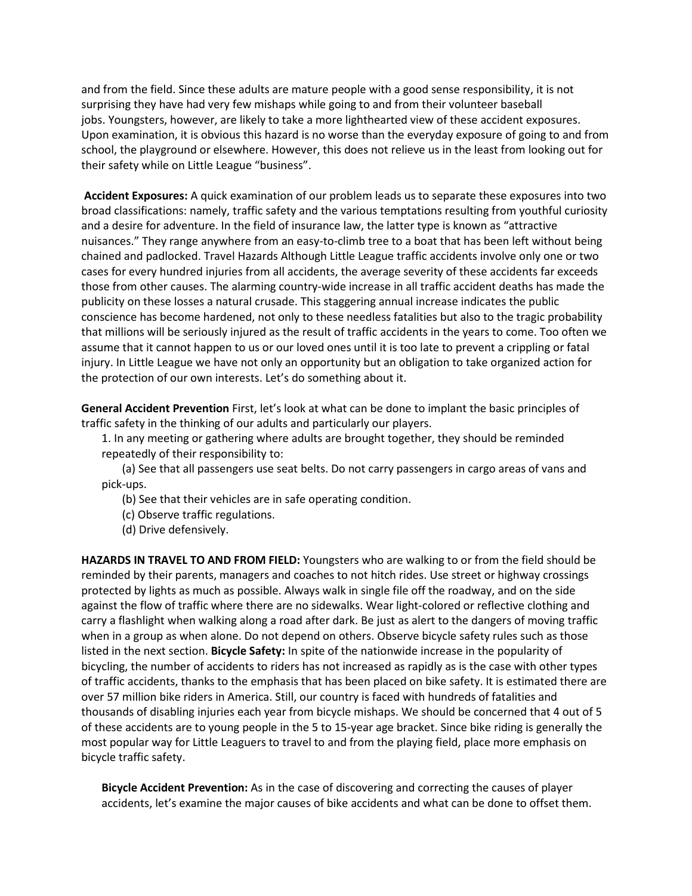and from the field. Since these adults are mature people with a good sense responsibility, it is not surprising they have had very few mishaps while going to and from their volunteer baseball jobs. Youngsters, however, are likely to take a more lighthearted view of these accident exposures. Upon examination, it is obvious this hazard is no worse than the everyday exposure of going to and from school, the playground or elsewhere. However, this does not relieve us in the least from looking out for their safety while on Little League "business".

**Accident Exposures:** A quick examination of our problem leads us to separate these exposures into two broad classifications: namely, traffic safety and the various temptations resulting from youthful curiosity and a desire for adventure. In the field of insurance law, the latter type is known as "attractive nuisances." They range anywhere from an easy-to-climb tree to a boat that has been left without being chained and padlocked. Travel Hazards Although Little League traffic accidents involve only one or two cases for every hundred injuries from all accidents, the average severity of these accidents far exceeds those from other causes. The alarming country-wide increase in all traffic accident deaths has made the publicity on these losses a natural crusade. This staggering annual increase indicates the public conscience has become hardened, not only to these needless fatalities but also to the tragic probability that millions will be seriously injured as the result of traffic accidents in the years to come. Too often we assume that it cannot happen to us or our loved ones until it is too late to prevent a crippling or fatal injury. In Little League we have not only an opportunity but an obligation to take organized action for the protection of our own interests. Let's do something about it.

**General Accident Prevention** First, let's look at what can be done to implant the basic principles of traffic safety in the thinking of our adults and particularly our players.

1. In any meeting or gathering where adults are brought together, they should be reminded repeatedly of their responsibility to:

    (a) See that all passengers use seat belts. Do not carry passengers in cargo areas of vans and pick-ups.

    (b) See that their vehicles are in safe operating condition.

    (c) Observe traffic regulations.

    (d) Drive defensively.

**HAZARDS IN TRAVEL TO AND FROM FIELD:** Youngsters who are walking to or from the field should be reminded by their parents, managers and coaches to not hitch rides. Use street or highway crossings protected by lights as much as possible. Always walk in single file off the roadway, and on the side against the flow of traffic where there are no sidewalks. Wear light-colored or reflective clothing and carry a flashlight when walking along a road after dark. Be just as alert to the dangers of moving traffic when in a group as when alone. Do not depend on others. Observe bicycle safety rules such as those listed in the next section. **Bicycle Safety:** In spite of the nationwide increase in the popularity of bicycling, the number of accidents to riders has not increased as rapidly as is the case with other types of traffic accidents, thanks to the emphasis that has been placed on bike safety. It is estimated there are over 57 million bike riders in America. Still, our country is faced with hundreds of fatalities and thousands of disabling injuries each year from bicycle mishaps. We should be concerned that 4 out of 5 of these accidents are to young people in the 5 to 15-year age bracket. Since bike riding is generally the most popular way for Little Leaguers to travel to and from the playing field, place more emphasis on bicycle traffic safety.

**Bicycle Accident Prevention:** As in the case of discovering and correcting the causes of player accidents, let's examine the major causes of bike accidents and what can be done to offset them.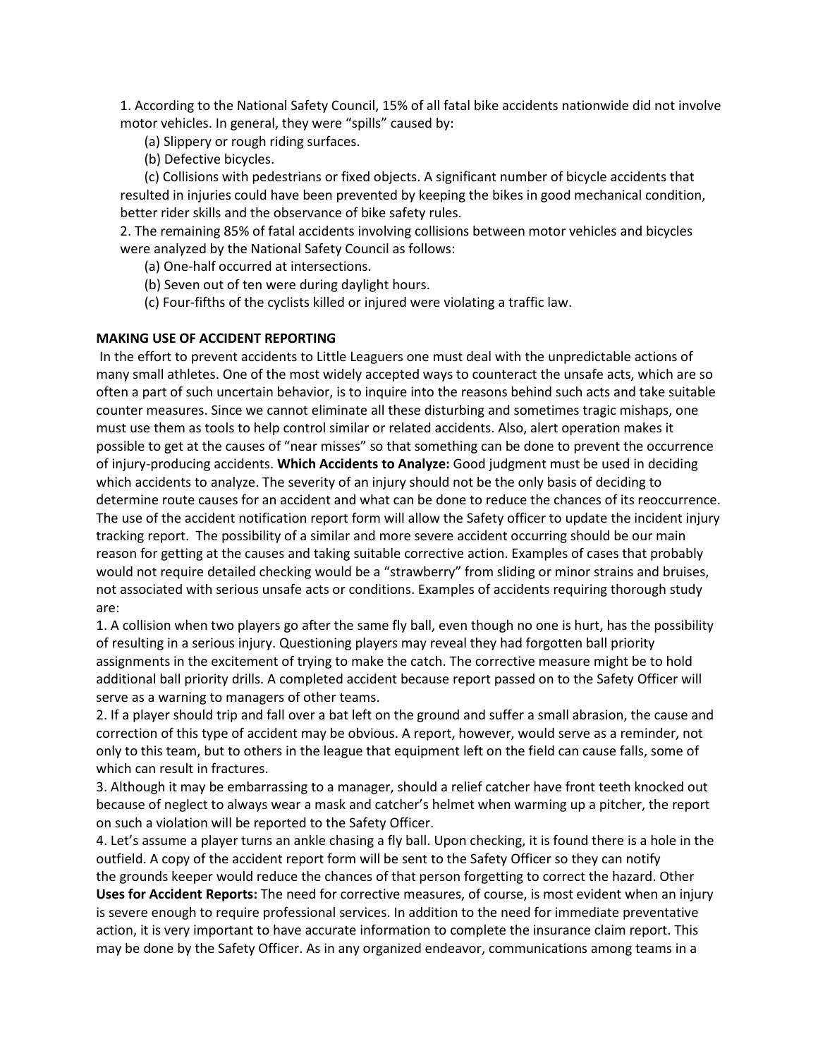1. According to the National Safety Council, 15% of all fatal bike accidents nationwide did not involve motor vehicles. In general, they were "spills" caused by:

(a) Slippery or rough riding surfaces.

(b) Defective bicycles.

(c) Collisions with pedestrians or fixed objects. A significant number of bicycle accidents that resulted in injuries could have been prevented by keeping the bikes in good mechanical condition, better rider skills and the observance of bike safety rules.

2. The remaining 85% of fatal accidents involving collisions between motor vehicles and bicycles were analyzed by the National Safety Council as follows:

(a) One-half occurred at intersections.

(b) Seven out of ten were during daylight hours.

(c) Four-fifths of the cyclists killed or injured were violating a traffic law.

**MAKING USE OF ACCIDENT REPORTING**

In the effort to prevent accidents to Little Leaguers one must deal with the unpredictable actions of many small athletes. One of the most widely accepted ways to counteract the unsafe acts, which are so often a part of such uncertain behavior, is to inquire into the reasons behind such acts and take suitable counter measures. Since we cannot eliminate all these disturbing and sometimes tragic mishaps, one must use them as tools to help control similar or related accidents. Also, alert operation makes it possible to get at the causes of "near misses" so that something can be done to prevent the occurrence of injury-producing accidents. **Which Accidents to Analyze:** Good judgment must be used in deciding which accidents to analyze. The severity of an injury should not be the only basis of deciding to determine route causes for an accident and what can be done to reduce the chances of its reoccurrence. The use of the accident notification report form will allow the Safety officer to update the incident injury tracking report. The possibility of a similar and more severe accident occurring should be our main reason for getting at the causes and taking suitable corrective action. Examples of cases that probably would not require detailed checking would be a "strawberry" from sliding or minor strains and bruises, not associated with serious unsafe acts or conditions. Examples of accidents requiring thorough study are:

1. A collision when two players go after the same fly ball, even though no one is hurt, has the possibility of resulting in a serious injury. Questioning players may reveal they had forgotten ball priority assignments in the excitement of trying to make the catch. The corrective measure might be to hold additional ball priority drills. A completed accident because report passed on to the Safety Officer will serve as a warning to managers of other teams.

2. If a player should trip and fall over a bat left on the ground and suffer a small abrasion, the cause and correction of this type of accident may be obvious. A report, however, would serve as a reminder, not only to this team, but to others in the league that equipment left on the field can cause falls, some of which can result in fractures.

3. Although it may be embarrassing to a manager, should a relief catcher have front teeth knocked out because of neglect to always wear a mask and catcher's helmet when warming up a pitcher, the report on such a violation will be reported to the Safety Officer.

4. Let's assume a player turns an ankle chasing a fly ball. Upon checking, it is found there is a hole in the outfield. A copy of the accident report form will be sent to the Safety Officer so they can notify the grounds keeper would reduce the chances of that person forgetting to correct the hazard. Other **Uses for Accident Reports:** The need for corrective measures, of course, is most evident when an injury is severe enough to require professional services. In addition to the need for immediate preventative action, it is very important to have accurate information to complete the insurance claim report. This may be done by the Safety Officer. As in any organized endeavor, communications among teams in a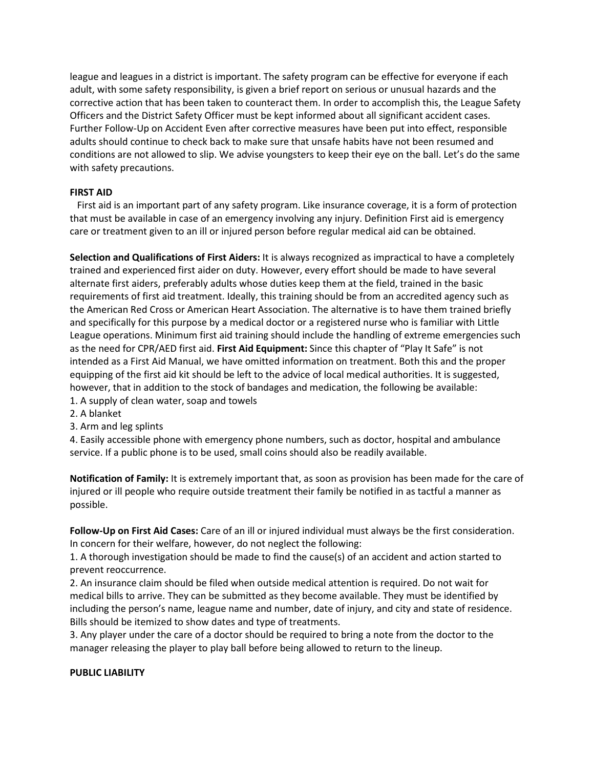league and leagues in a district is important. The safety program can be effective for everyone if each adult, with some safety responsibility, is given a brief report on serious or unusual hazards and the corrective action that has been taken to counteract them. In order to accomplish this, the League Safety Officers and the District Safety Officer must be kept informed about all significant accident cases. Further Follow-Up on Accident Even after corrective measures have been put into effect, responsible adults should continue to check back to make sure that unsafe habits have not been resumed and conditions are not allowed to slip. We advise youngsters to keep their eye on the ball. Let's do the same with safety precautions.

**FIRST AID**

First aid is an important part of any safety program. Like insurance coverage, it is a form of protection that must be available in case of an emergency involving any injury. Definition First aid is emergency care or treatment given to an ill or injured person before regular medical aid can be obtained.

**Selection and Qualifications of First Aiders:** It is always recognized as impractical to have a completely trained and experienced first aider on duty. However, every effort should be made to have several alternate first aiders, preferably adults whose duties keep them at the field, trained in the basic requirements of first aid treatment. Ideally, this training should be from an accredited agency such as the American Red Cross or American Heart Association. The alternative is to have them trained briefly and specifically for this purpose by a medical doctor or a registered nurse who is familiar with Little League operations. Minimum first aid training should include the handling of extreme emergencies such as the need for CPR/AED first aid. **First Aid Equipment:** Since this chapter of "Play It Safe" is not intended as a First Aid Manual, we have omitted information on treatment. Both this and the proper equipping of the first aid kit should be left to the advice of local medical authorities. It is suggested, however, that in addition to the stock of bandages and medication, the following be available:

1. A supply of clean water, soap and towels
2. A blanket
3. Arm and leg splints
4. Easily accessible phone with emergency phone numbers, such as doctor, hospital and ambulance service. If a public phone is to be used, small coins should also be readily available.

**Notification of Family:** It is extremely important that, as soon as provision has been made for the care of injured or ill people who require outside treatment their family be notified in as tactful a manner as possible.

**Follow-Up on First Aid Cases:** Care of an ill or injured individual must always be the first consideration. In concern for their welfare, however, do not neglect the following:

1. A thorough investigation should be made to find the cause(s) of an accident and action started to prevent reoccurrence.
2. An insurance claim should be filed when outside medical attention is required. Do not wait for medical bills to arrive. They can be submitted as they become available. They must be identified by including the person's name, league name and number, date of injury, and city and state of residence. Bills should be itemized to show dates and type of treatments.
3. Any player under the care of a doctor should be required to bring a note from the doctor to the manager releasing the player to play ball before being allowed to return to the lineup.

**PUBLIC LIABILITY**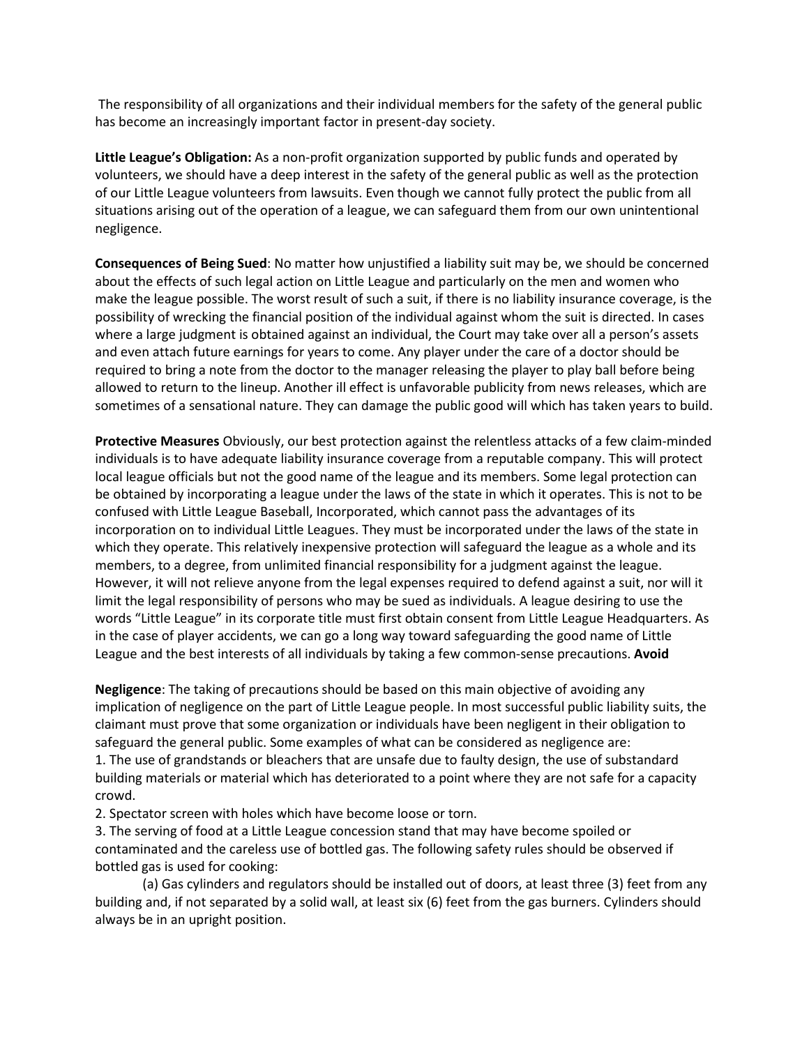The responsibility of all organizations and their individual members for the safety of the general public has become an increasingly important factor in present-day society.

**Little League's Obligation:** As a non-profit organization supported by public funds and operated by volunteers, we should have a deep interest in the safety of the general public as well as the protection of our Little League volunteers from lawsuits. Even though we cannot fully protect the public from all situations arising out of the operation of a league, we can safeguard them from our own unintentional negligence.

**Consequences of Being Sued**: No matter how unjustified a liability suit may be, we should be concerned about the effects of such legal action on Little League and particularly on the men and women who make the league possible. The worst result of such a suit, if there is no liability insurance coverage, is the possibility of wrecking the financial position of the individual against whom the suit is directed. In cases where a large judgment is obtained against an individual, the Court may take over all a person's assets and even attach future earnings for years to come. Any player under the care of a doctor should be required to bring a note from the doctor to the manager releasing the player to play ball before being allowed to return to the lineup. Another ill effect is unfavorable publicity from news releases, which are sometimes of a sensational nature. They can damage the public good will which has taken years to build.

**Protective Measures** Obviously, our best protection against the relentless attacks of a few claim-minded individuals is to have adequate liability insurance coverage from a reputable company. This will protect local league officials but not the good name of the league and its members. Some legal protection can be obtained by incorporating a league under the laws of the state in which it operates. This is not to be confused with Little League Baseball, Incorporated, which cannot pass the advantages of its incorporation on to individual Little Leagues. They must be incorporated under the laws of the state in which they operate. This relatively inexpensive protection will safeguard the league as a whole and its members, to a degree, from unlimited financial responsibility for a judgment against the league. However, it will not relieve anyone from the legal expenses required to defend against a suit, nor will it limit the legal responsibility of persons who may be sued as individuals. A league desiring to use the words "Little League" in its corporate title must first obtain consent from Little League Headquarters. As in the case of player accidents, we can go a long way toward safeguarding the good name of Little League and the best interests of all individuals by taking a few common-sense precautions. **Avoid**

**Negligence**: The taking of precautions should be based on this main objective of avoiding any implication of negligence on the part of Little League people. In most successful public liability suits, the claimant must prove that some organization or individuals have been negligent in their obligation to safeguard the general public. Some examples of what can be considered as negligence are:

1. The use of grandstands or bleachers that are unsafe due to faulty design, the use of substandard building materials or material which has deteriorated to a point where they are not safe for a capacity crowd.
2. Spectator screen with holes which have become loose or torn.
3. The serving of food at a Little League concession stand that may have become spoiled or contaminated and the careless use of bottled gas. The following safety rules should be observed if bottled gas is used for cooking:

   (a) Gas cylinders and regulators should be installed out of doors, at least three (3) feet from any building and, if not separated by a solid wall, at least six (6) feet from the gas burners. Cylinders should always be in an upright position.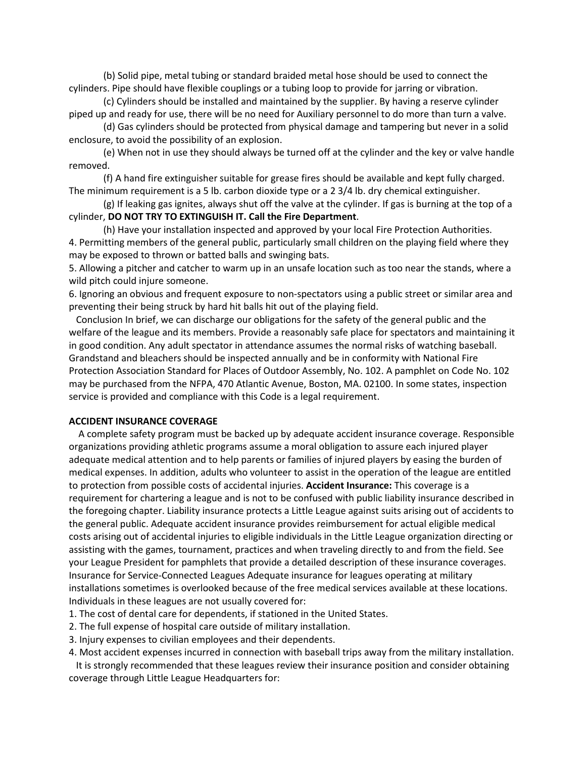(b) Solid pipe, metal tubing or standard braided metal hose should be used to connect the cylinders. Pipe should have flexible couplings or a tubing loop to provide for jarring or vibration.

(c) Cylinders should be installed and maintained by the supplier. By having a reserve cylinder piped up and ready for use, there will be no need for Auxiliary personnel to do more than turn a valve.

(d) Gas cylinders should be protected from physical damage and tampering but never in a solid enclosure, to avoid the possibility of an explosion.

(e) When not in use they should always be turned off at the cylinder and the key or valve handle removed.

(f) A hand fire extinguisher suitable for grease fires should be available and kept fully charged. The minimum requirement is a 5 lb. carbon dioxide type or a 2 3/4 lb. dry chemical extinguisher.

(g) If leaking gas ignites, always shut off the valve at the cylinder. If gas is burning at the top of a cylinder, **DO NOT TRY TO EXTINGUISH IT. Call the Fire Department**.

(h) Have your installation inspected and approved by your local Fire Protection Authorities.

4. Permitting members of the general public, particularly small children on the playing field where they may be exposed to thrown or batted balls and swinging bats.
5. Allowing a pitcher and catcher to warm up in an unsafe location such as too near the stands, where a wild pitch could injure someone.
6. Ignoring an obvious and frequent exposure to non-spectators using a public street or similar area and preventing their being struck by hard hit balls hit out of the playing field.

Conclusion In brief, we can discharge our obligations for the safety of the general public and the welfare of the league and its members. Provide a reasonably safe place for spectators and maintaining it in good condition. Any adult spectator in attendance assumes the normal risks of watching baseball. Grandstand and bleachers should be inspected annually and be in conformity with National Fire Protection Association Standard for Places of Outdoor Assembly, No. 102. A pamphlet on Code No. 102 may be purchased from the NFPA, 470 Atlantic Avenue, Boston, MA. 02100. In some states, inspection service is provided and compliance with this Code is a legal requirement.

**ACCIDENT INSURANCE COVERAGE**

A complete safety program must be backed up by adequate accident insurance coverage. Responsible organizations providing athletic programs assume a moral obligation to assure each injured player adequate medical attention and to help parents or families of injured players by easing the burden of medical expenses. In addition, adults who volunteer to assist in the operation of the league are entitled to protection from possible costs of accidental injuries. **Accident Insurance:** This coverage is a requirement for chartering a league and is not to be confused with public liability insurance described in the foregoing chapter. Liability insurance protects a Little League against suits arising out of accidents to the general public. Adequate accident insurance provides reimbursement for actual eligible medical costs arising out of accidental injuries to eligible individuals in the Little League organization directing or assisting with the games, tournament, practices and when traveling directly to and from the field. See your League President for pamphlets that provide a detailed description of these insurance coverages. Insurance for Service-Connected Leagues Adequate insurance for leagues operating at military installations sometimes is overlooked because of the free medical services available at these locations. Individuals in these leagues are not usually covered for:

1. The cost of dental care for dependents, if stationed in the United States.
2. The full expense of hospital care outside of military installation.
3. Injury expenses to civilian employees and their dependents.
4. Most accident expenses incurred in connection with baseball trips away from the military installation.

It is strongly recommended that these leagues review their insurance position and consider obtaining coverage through Little League Headquarters for: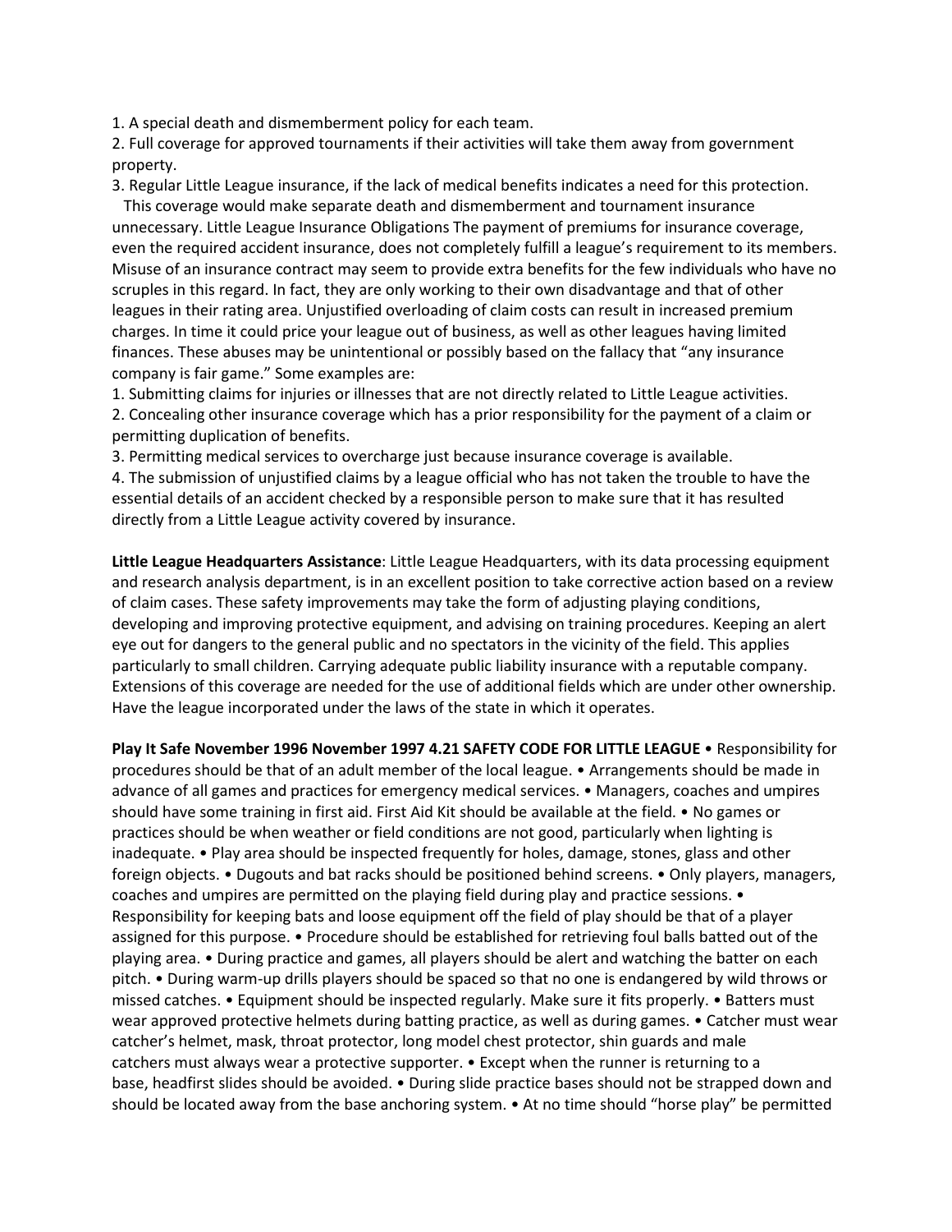1. A special death and dismemberment policy for each team.
2. Full coverage for approved tournaments if their activities will take them away from government property.
3. Regular Little League insurance, if the lack of medical benefits indicates a need for this protection.

This coverage would make separate death and dismemberment and tournament insurance unnecessary. Little League Insurance Obligations The payment of premiums for insurance coverage, even the required accident insurance, does not completely fulfill a league's requirement to its members. Misuse of an insurance contract may seem to provide extra benefits for the few individuals who have no scruples in this regard. In fact, they are only working to their own disadvantage and that of other leagues in their rating area. Unjustified overloading of claim costs can result in increased premium charges. In time it could price your league out of business, as well as other leagues having limited finances. These abuses may be unintentional or possibly based on the fallacy that "any insurance company is fair game." Some examples are:

1. Submitting claims for injuries or illnesses that are not directly related to Little League activities.
2. Concealing other insurance coverage which has a prior responsibility for the payment of a claim or permitting duplication of benefits.
3. Permitting medical services to overcharge just because insurance coverage is available.
4. The submission of unjustified claims by a league official who has not taken the trouble to have the essential details of an accident checked by a responsible person to make sure that it has resulted directly from a Little League activity covered by insurance.

**Little League Headquarters Assistance**: Little League Headquarters, with its data processing equipment and research analysis department, is in an excellent position to take corrective action based on a review of claim cases. These safety improvements may take the form of adjusting playing conditions, developing and improving protective equipment, and advising on training procedures. Keeping an alert eye out for dangers to the general public and no spectators in the vicinity of the field. This applies particularly to small children. Carrying adequate public liability insurance with a reputable company. Extensions of this coverage are needed for the use of additional fields which are under other ownership. Have the league incorporated under the laws of the state in which it operates.

**Play It Safe November 1996 November 1997 4.21 SAFETY CODE FOR LITTLE LEAGUE** • Responsibility for procedures should be that of an adult member of the local league. • Arrangements should be made in advance of all games and practices for emergency medical services. • Managers, coaches and umpires should have some training in first aid. First Aid Kit should be available at the field. • No games or practices should be when weather or field conditions are not good, particularly when lighting is inadequate. • Play area should be inspected frequently for holes, damage, stones, glass and other foreign objects. • Dugouts and bat racks should be positioned behind screens. • Only players, managers, coaches and umpires are permitted on the playing field during play and practice sessions. • Responsibility for keeping bats and loose equipment off the field of play should be that of a player assigned for this purpose. • Procedure should be established for retrieving foul balls batted out of the playing area. • During practice and games, all players should be alert and watching the batter on each pitch. • During warm-up drills players should be spaced so that no one is endangered by wild throws or missed catches. • Equipment should be inspected regularly. Make sure it fits properly. • Batters must wear approved protective helmets during batting practice, as well as during games. • Catcher must wear catcher's helmet, mask, throat protector, long model chest protector, shin guards and male catchers must always wear a protective supporter. • Except when the runner is returning to a base, headfirst slides should be avoided. • During slide practice bases should not be strapped down and should be located away from the base anchoring system. • At no time should "horse play" be permitted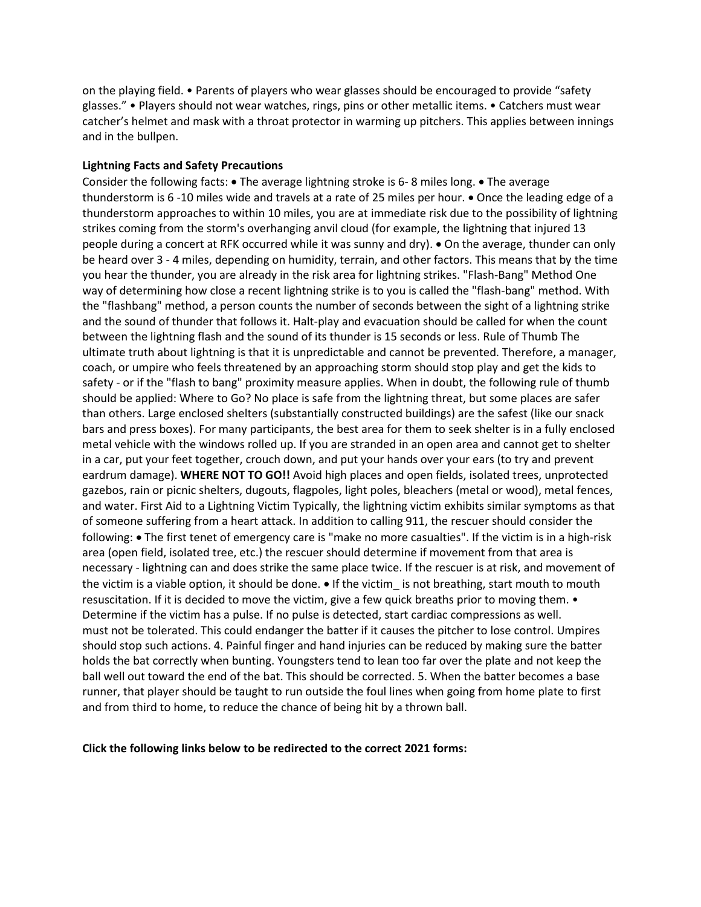on the playing field. • Parents of players who wear glasses should be encouraged to provide "safety glasses." • Players should not wear watches, rings, pins or other metallic items. • Catchers must wear catcher's helmet and mask with a throat protector in warming up pitchers. This applies between innings and in the bullpen.

**Lightning Facts and Safety Precautions**

Consider the following facts: • The average lightning stroke is 6- 8 miles long. • The average thunderstorm is 6 -10 miles wide and travels at a rate of 25 miles per hour. • Once the leading edge of a thunderstorm approaches to within 10 miles, you are at immediate risk due to the possibility of lightning strikes coming from the storm's overhanging anvil cloud (for example, the lightning that injured 13 people during a concert at RFK occurred while it was sunny and dry). • On the average, thunder can only be heard over 3 - 4 miles, depending on humidity, terrain, and other factors. This means that by the time you hear the thunder, you are already in the risk area for lightning strikes. "Flash-Bang" Method One way of determining how close a recent lightning strike is to you is called the "flash-bang" method. With the "flashbang" method, a person counts the number of seconds between the sight of a lightning strike and the sound of thunder that follows it. Halt-play and evacuation should be called for when the count between the lightning flash and the sound of its thunder is 15 seconds or less. Rule of Thumb The ultimate truth about lightning is that it is unpredictable and cannot be prevented. Therefore, a manager, coach, or umpire who feels threatened by an approaching storm should stop play and get the kids to safety - or if the "flash to bang" proximity measure applies. When in doubt, the following rule of thumb should be applied: Where to Go? No place is safe from the lightning threat, but some places are safer than others. Large enclosed shelters (substantially constructed buildings) are the safest (like our snack bars and press boxes). For many participants, the best area for them to seek shelter is in a fully enclosed metal vehicle with the windows rolled up. If you are stranded in an open area and cannot get to shelter in a car, put your feet together, crouch down, and put your hands over your ears (to try and prevent eardrum damage). **WHERE NOT TO GO!!** Avoid high places and open fields, isolated trees, unprotected gazebos, rain or picnic shelters, dugouts, flagpoles, light poles, bleachers (metal or wood), metal fences, and water. First Aid to a Lightning Victim Typically, the lightning victim exhibits similar symptoms as that of someone suffering from a heart attack. In addition to calling 911, the rescuer should consider the following: • The first tenet of emergency care is "make no more casualties". If the victim is in a high-risk area (open field, isolated tree, etc.) the rescuer should determine if movement from that area is necessary - lightning can and does strike the same place twice. If the rescuer is at risk, and movement of the victim is a viable option, it should be done. • If the victim_ is not breathing, start mouth to mouth resuscitation. If it is decided to move the victim, give a few quick breaths prior to moving them. • Determine if the victim has a pulse. If no pulse is detected, start cardiac compressions as well. must not be tolerated. This could endanger the batter if it causes the pitcher to lose control. Umpires should stop such actions. 4. Painful finger and hand injuries can be reduced by making sure the batter holds the bat correctly when bunting. Youngsters tend to lean too far over the plate and not keep the ball well out toward the end of the bat. This should be corrected. 5. When the batter becomes a base runner, that player should be taught to run outside the foul lines when going from home plate to first and from third to home, to reduce the chance of being hit by a thrown ball.

**Click the following links below to be redirected to the correct 2021 forms:**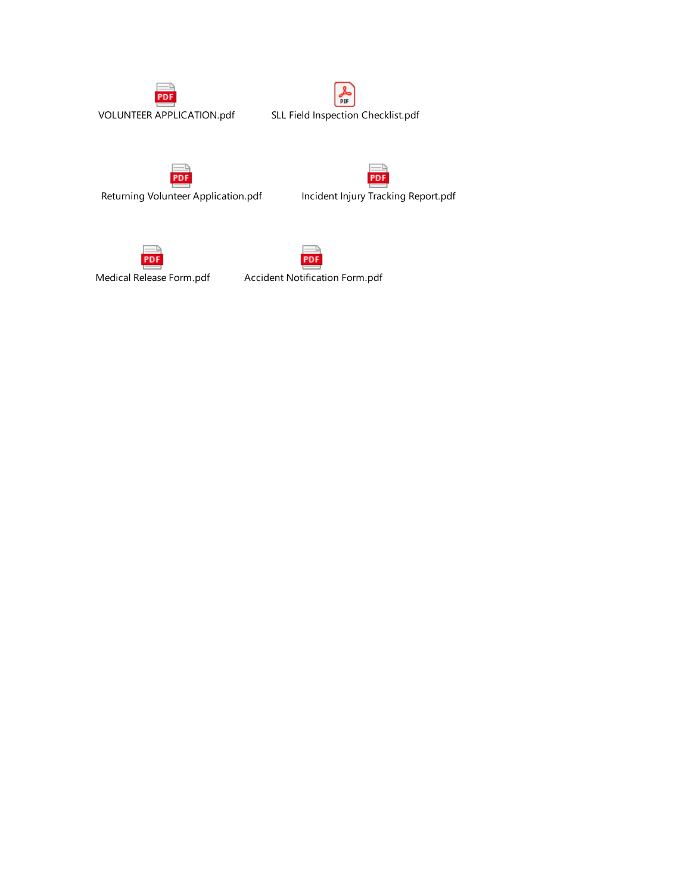VOLUNTEER APPLICATION.pdf

SLL Field Inspection Checklist.pdf

Returning Volunteer Application.pdf

Incident Injury Tracking Report.pdf

Medical Release Form.pdf

Accident Notification Form.pdf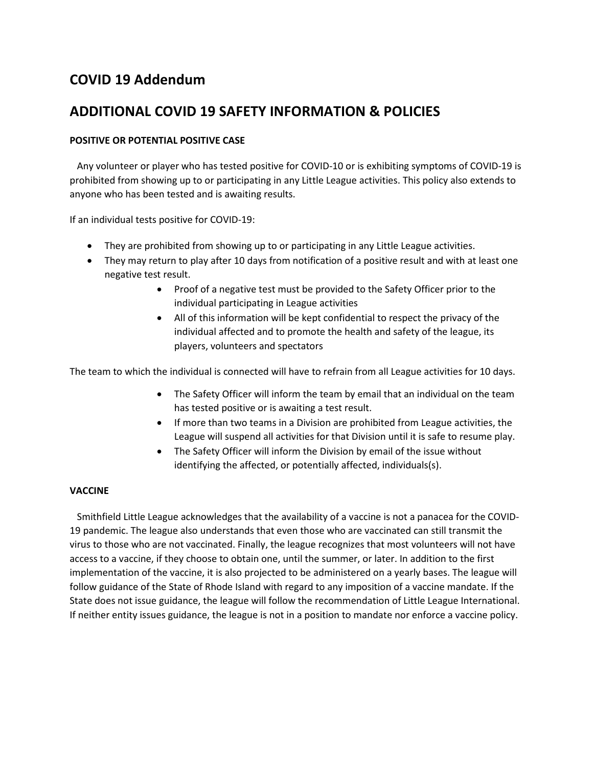## COVID 19 Addendum

## ADDITIONAL COVID 19 SAFETY INFORMATION & POLICIES

**POSITIVE OR POTENTIAL POSITIVE CASE**

Any volunteer or player who has tested positive for COVID-10 or is exhibiting symptoms of COVID-19 is prohibited from showing up to or participating in any Little League activities. This policy also extends to anyone who has been tested and is awaiting results.

If an individual tests positive for COVID-19:

- They are prohibited from showing up to or participating in any Little League activities.
- They may return to play after 10 days from notification of a positive result and with at least one negative test result.
    - Proof of a negative test must be provided to the Safety Officer prior to the individual participating in League activities
    - All of this information will be kept confidential to respect the privacy of the individual affected and to promote the health and safety of the league, its players, volunteers and spectators

The team to which the individual is connected will have to refrain from all League activities for 10 days.

- The Safety Officer will inform the team by email that an individual on the team has tested positive or is awaiting a test result.
- If more than two teams in a Division are prohibited from League activities, the League will suspend all activities for that Division until it is safe to resume play.
- The Safety Officer will inform the Division by email of the issue without identifying the affected, or potentially affected, individuals(s).

**VACCINE**

Smithfield Little League acknowledges that the availability of a vaccine is not a panacea for the COVID-19 pandemic. The league also understands that even those who are vaccinated can still transmit the virus to those who are not vaccinated. Finally, the league recognizes that most volunteers will not have access to a vaccine, if they choose to obtain one, until the summer, or later. In addition to the first implementation of the vaccine, it is also projected to be administered on a yearly bases. The league will follow guidance of the State of Rhode Island with regard to any imposition of a vaccine mandate. If the State does not issue guidance, the league will follow the recommendation of Little League International. If neither entity issues guidance, the league is not in a position to mandate nor enforce a vaccine policy.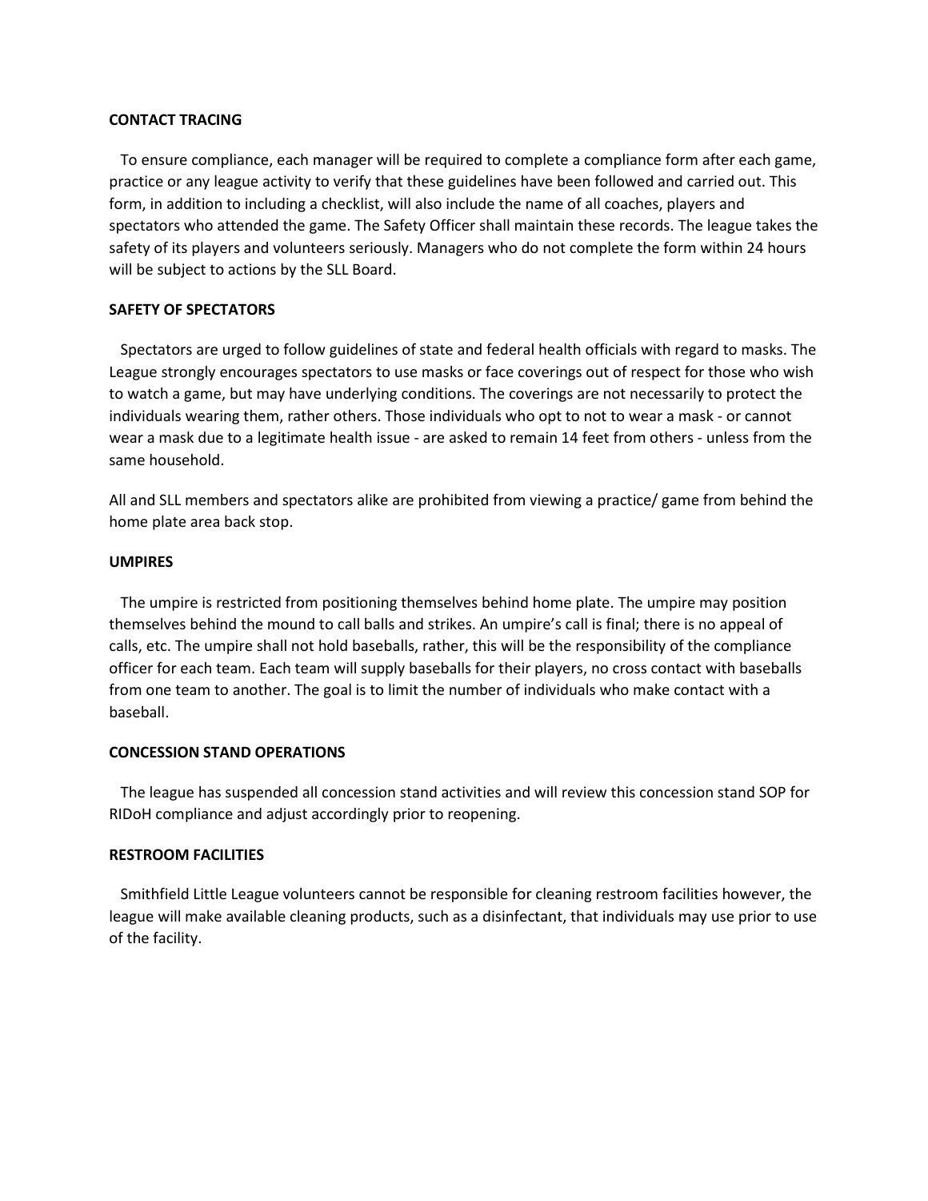**CONTACT TRACING**

To ensure compliance, each manager will be required to complete a compliance form after each game, practice or any league activity to verify that these guidelines have been followed and carried out. This form, in addition to including a checklist, will also include the name of all coaches, players and spectators who attended the game. The Safety Officer shall maintain these records. The league takes the safety of its players and volunteers seriously. Managers who do not complete the form within 24 hours will be subject to actions by the SLL Board.

**SAFETY OF SPECTATORS**

Spectators are urged to follow guidelines of state and federal health officials with regard to masks. The League strongly encourages spectators to use masks or face coverings out of respect for those who wish to watch a game, but may have underlying conditions. The coverings are not necessarily to protect the individuals wearing them, rather others. Those individuals who opt to not to wear a mask - or cannot wear a mask due to a legitimate health issue - are asked to remain 14 feet from others - unless from the same household.

All and SLL members and spectators alike are prohibited from viewing a practice/ game from behind the home plate area back stop.

**UMPIRES**

The umpire is restricted from positioning themselves behind home plate. The umpire may position themselves behind the mound to call balls and strikes. An umpire's call is final; there is no appeal of calls, etc. The umpire shall not hold baseballs, rather, this will be the responsibility of the compliance officer for each team. Each team will supply baseballs for their players, no cross contact with baseballs from one team to another. The goal is to limit the number of individuals who make contact with a baseball.

**CONCESSION STAND OPERATIONS**

The league has suspended all concession stand activities and will review this concession stand SOP for RIDoH compliance and adjust accordingly prior to reopening.

**RESTROOM FACILITIES**

Smithfield Little League volunteers cannot be responsible for cleaning restroom facilities however, the league will make available cleaning products, such as a disinfectant, that individuals may use prior to use of the facility.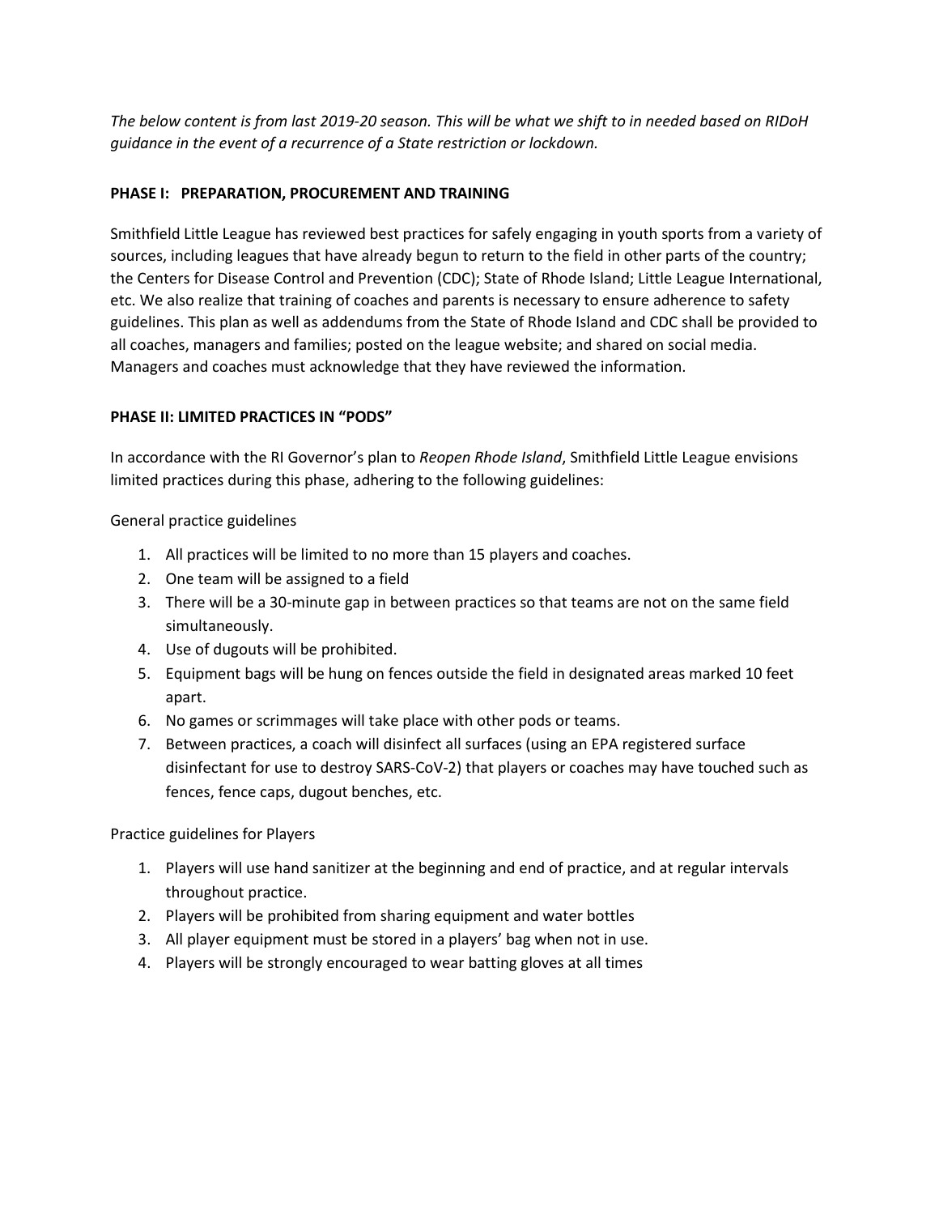*The below content is from last 2019-20 season. This will be what we shift to in needed based on RIDoH guidance in the event of a recurrence of a State restriction or lockdown.*

**PHASE I: PREPARATION, PROCUREMENT AND TRAINING**

Smithfield Little League has reviewed best practices for safely engaging in youth sports from a variety of sources, including leagues that have already begun to return to the field in other parts of the country; the Centers for Disease Control and Prevention (CDC); State of Rhode Island; Little League International, etc. We also realize that training of coaches and parents is necessary to ensure adherence to safety guidelines. This plan as well as addendums from the State of Rhode Island and CDC shall be provided to all coaches, managers and families; posted on the league website; and shared on social media. Managers and coaches must acknowledge that they have reviewed the information.

**PHASE II: LIMITED PRACTICES IN "PODS"**

In accordance with the RI Governor's plan to *Reopen Rhode Island*, Smithfield Little League envisions limited practices during this phase, adhering to the following guidelines:

General practice guidelines

1. All practices will be limited to no more than 15 players and coaches.
2. One team will be assigned to a field
3. There will be a 30-minute gap in between practices so that teams are not on the same field simultaneously.
4. Use of dugouts will be prohibited.
5. Equipment bags will be hung on fences outside the field in designated areas marked 10 feet apart.
6. No games or scrimmages will take place with other pods or teams.
7. Between practices, a coach will disinfect all surfaces (using an EPA registered surface disinfectant for use to destroy SARS-CoV-2) that players or coaches may have touched such as fences, fence caps, dugout benches, etc.

Practice guidelines for Players

1. Players will use hand sanitizer at the beginning and end of practice, and at regular intervals throughout practice.
2. Players will be prohibited from sharing equipment and water bottles
3. All player equipment must be stored in a players' bag when not in use.
4. Players will be strongly encouraged to wear batting gloves at all times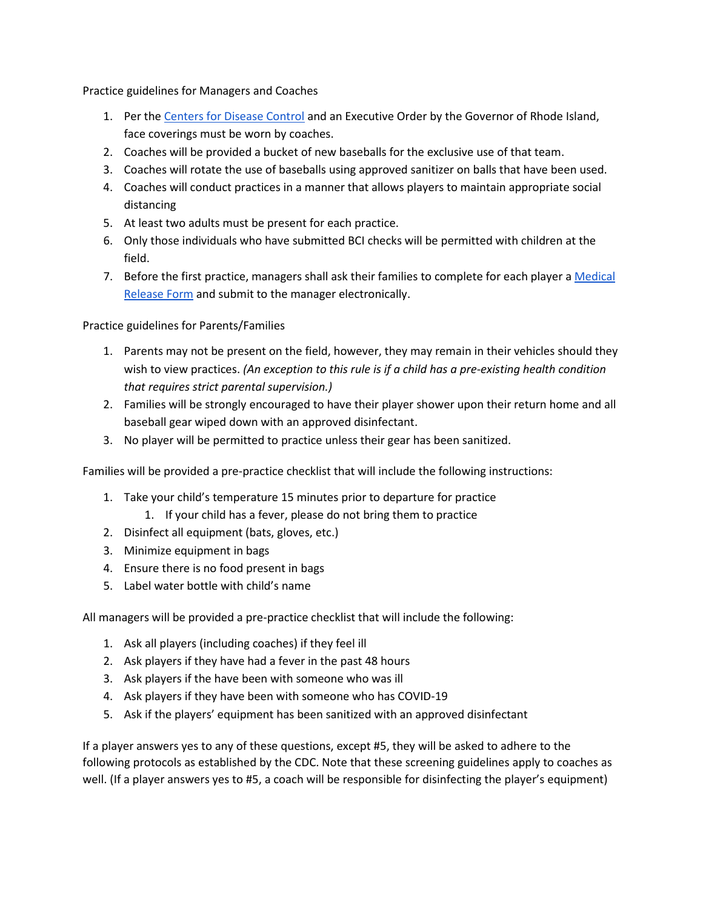Practice guidelines for Managers and Coaches

1. Per the [Centers for Disease Control]() and an Executive Order by the Governor of Rhode Island, face coverings must be worn by coaches.
2. Coaches will be provided a bucket of new baseballs for the exclusive use of that team.
3. Coaches will rotate the use of baseballs using approved sanitizer on balls that have been used.
4. Coaches will conduct practices in a manner that allows players to maintain appropriate social distancing
5. At least two adults must be present for each practice.
6. Only those individuals who have submitted BCI checks will be permitted with children at the field.
7. Before the first practice, managers shall ask their families to complete for each player a [Medical Release Form]() and submit to the manager electronically.

Practice guidelines for Parents/Families

1. Parents may not be present on the field, however, they may remain in their vehicles should they wish to view practices. *(An exception to this rule is if a child has a pre-existing health condition that requires strict parental supervision.)*
2. Families will be strongly encouraged to have their player shower upon their return home and all baseball gear wiped down with an approved disinfectant.
3. No player will be permitted to practice unless their gear has been sanitized.

Families will be provided a pre-practice checklist that will include the following instructions:

1. Take your child's temperature 15 minutes prior to departure for practice
   1. If your child has a fever, please do not bring them to practice
2. Disinfect all equipment (bats, gloves, etc.)
3. Minimize equipment in bags
4. Ensure there is no food present in bags
5. Label water bottle with child's name

All managers will be provided a pre-practice checklist that will include the following:

1. Ask all players (including coaches) if they feel ill
2. Ask players if they have had a fever in the past 48 hours
3. Ask players if the have been with someone who was ill
4. Ask players if they have been with someone who has COVID-19
5. Ask if the players' equipment has been sanitized with an approved disinfectant

If a player answers yes to any of these questions, except #5, they will be asked to adhere to the following protocols as established by the CDC. Note that these screening guidelines apply to coaches as well. (If a player answers yes to #5, a coach will be responsible for disinfecting the player's equipment)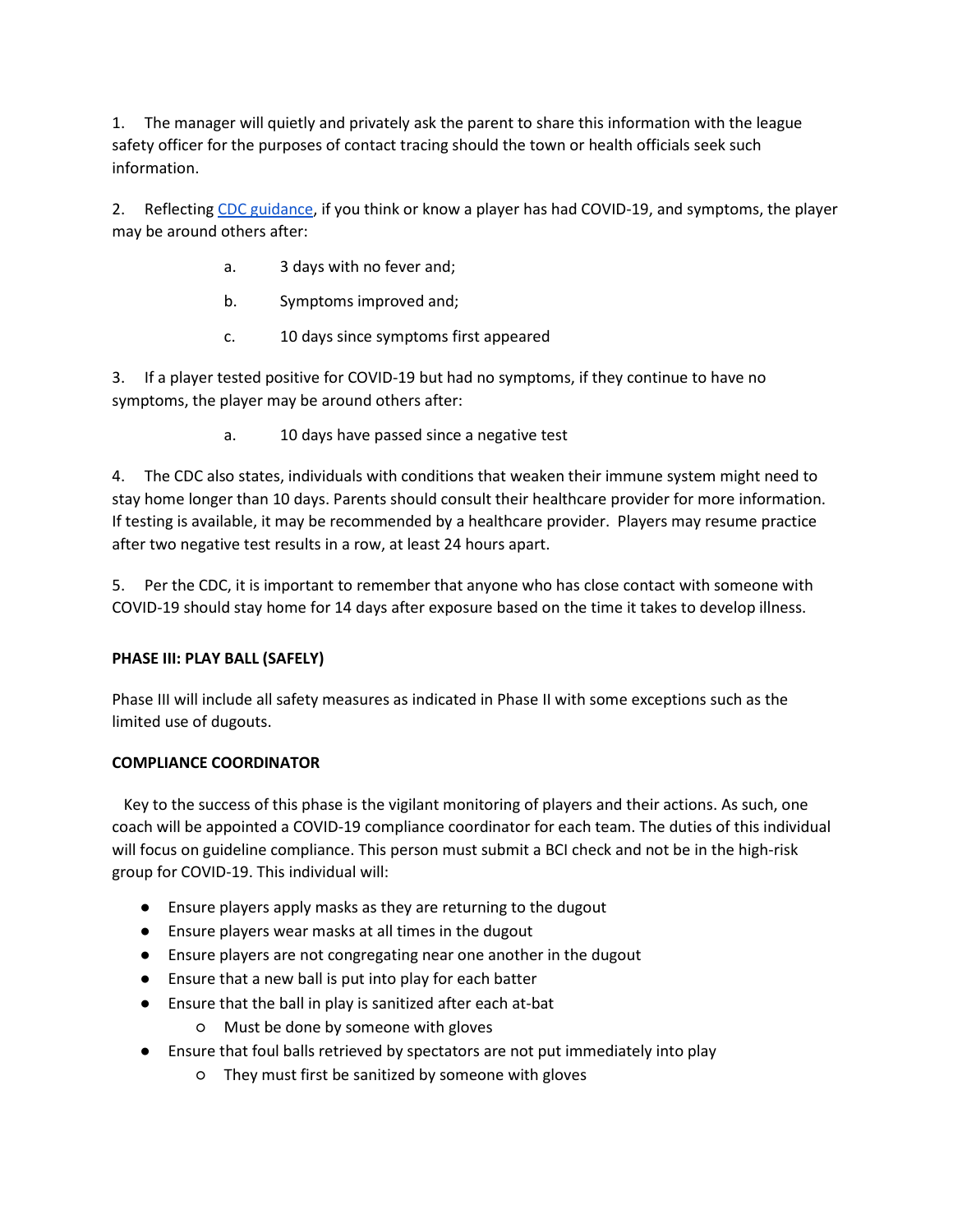1. The manager will quietly and privately ask the parent to share this information with the league safety officer for the purposes of contact tracing should the town or health officials seek such information.

2. Reflecting [CDC guidance](), if you think or know a player has had COVID-19, and symptoms, the player may be around others after:

   a. 3 days with no fever and;

   b. Symptoms improved and;

   c. 10 days since symptoms first appeared

3. If a player tested positive for COVID-19 but had no symptoms, if they continue to have no symptoms, the player may be around others after:

   a. 10 days have passed since a negative test

4. The CDC also states, individuals with conditions that weaken their immune system might need to stay home longer than 10 days. Parents should consult their healthcare provider for more information. If testing is available, it may be recommended by a healthcare provider. Players may resume practice after two negative test results in a row, at least 24 hours apart.

5. Per the CDC, it is important to remember that anyone who has close contact with someone with COVID-19 should stay home for 14 days after exposure based on the time it takes to develop illness.

**PHASE III: PLAY BALL (SAFELY)**

Phase III will include all safety measures as indicated in Phase II with some exceptions such as the limited use of dugouts.

**COMPLIANCE COORDINATOR**

Key to the success of this phase is the vigilant monitoring of players and their actions. As such, one coach will be appointed a COVID-19 compliance coordinator for each team. The duties of this individual will focus on guideline compliance. This person must submit a BCI check and not be in the high-risk group for COVID-19. This individual will:

- Ensure players apply masks as they are returning to the dugout
- Ensure players wear masks at all times in the dugout
- Ensure players are not congregating near one another in the dugout
- Ensure that a new ball is put into play for each batter
- Ensure that the ball in play is sanitized after each at-bat
  - Must be done by someone with gloves
- Ensure that foul balls retrieved by spectators are not put immediately into play
  - They must first be sanitized by someone with gloves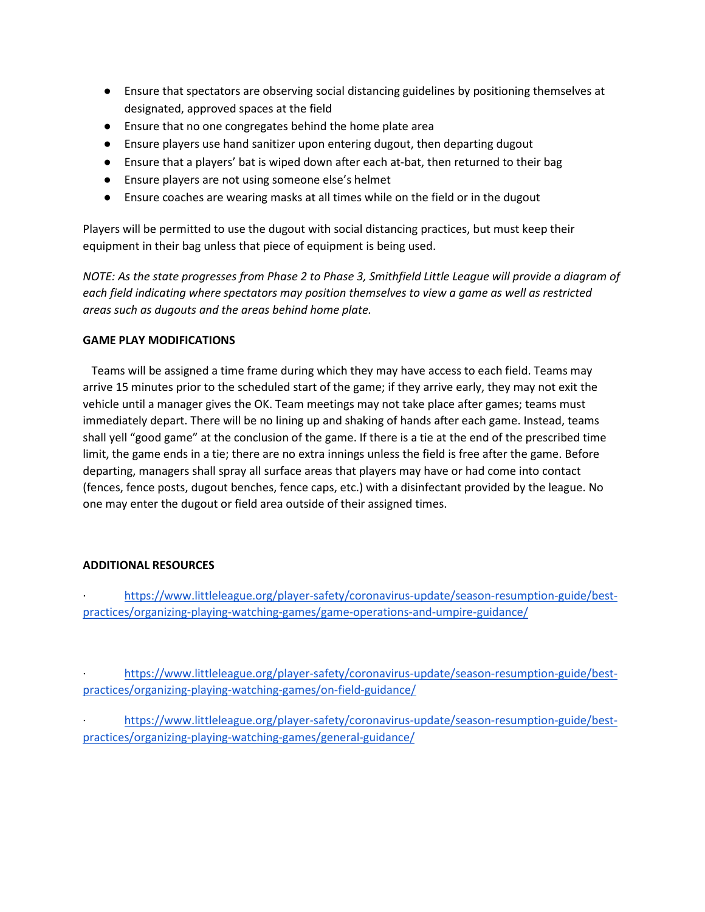- Ensure that spectators are observing social distancing guidelines by positioning themselves at designated, approved spaces at the field
- Ensure that no one congregates behind the home plate area
- Ensure players use hand sanitizer upon entering dugout, then departing dugout
- Ensure that a players' bat is wiped down after each at-bat, then returned to their bag
- Ensure players are not using someone else's helmet
- Ensure coaches are wearing masks at all times while on the field or in the dugout

Players will be permitted to use the dugout with social distancing practices, but must keep their equipment in their bag unless that piece of equipment is being used.

*NOTE: As the state progresses from Phase 2 to Phase 3, Smithfield Little League will provide a diagram of each field indicating where spectators may position themselves to view a game as well as restricted areas such as dugouts and the areas behind home plate.*

**GAME PLAY MODIFICATIONS**

Teams will be assigned a time frame during which they may have access to each field. Teams may arrive 15 minutes prior to the scheduled start of the game; if they arrive early, they may not exit the vehicle until a manager gives the OK. Team meetings may not take place after games; teams must immediately depart. There will be no lining up and shaking of hands after each game. Instead, teams shall yell "good game" at the conclusion of the game. If there is a tie at the end of the prescribed time limit, the game ends in a tie; there are no extra innings unless the field is free after the game. Before departing, managers shall spray all surface areas that players may have or had come into contact (fences, fence posts, dugout benches, fence caps, etc.) with a disinfectant provided by the league. No one may enter the dugout or field area outside of their assigned times.

**ADDITIONAL RESOURCES**

· https://www.littleleague.org/player-safety/coronavirus-update/season-resumption-guide/best-practices/organizing-playing-watching-games/game-operations-and-umpire-guidance/

· https://www.littleleague.org/player-safety/coronavirus-update/season-resumption-guide/best-practices/organizing-playing-watching-games/on-field-guidance/

· https://www.littleleague.org/player-safety/coronavirus-update/season-resumption-guide/best-practices/organizing-playing-watching-games/general-guidance/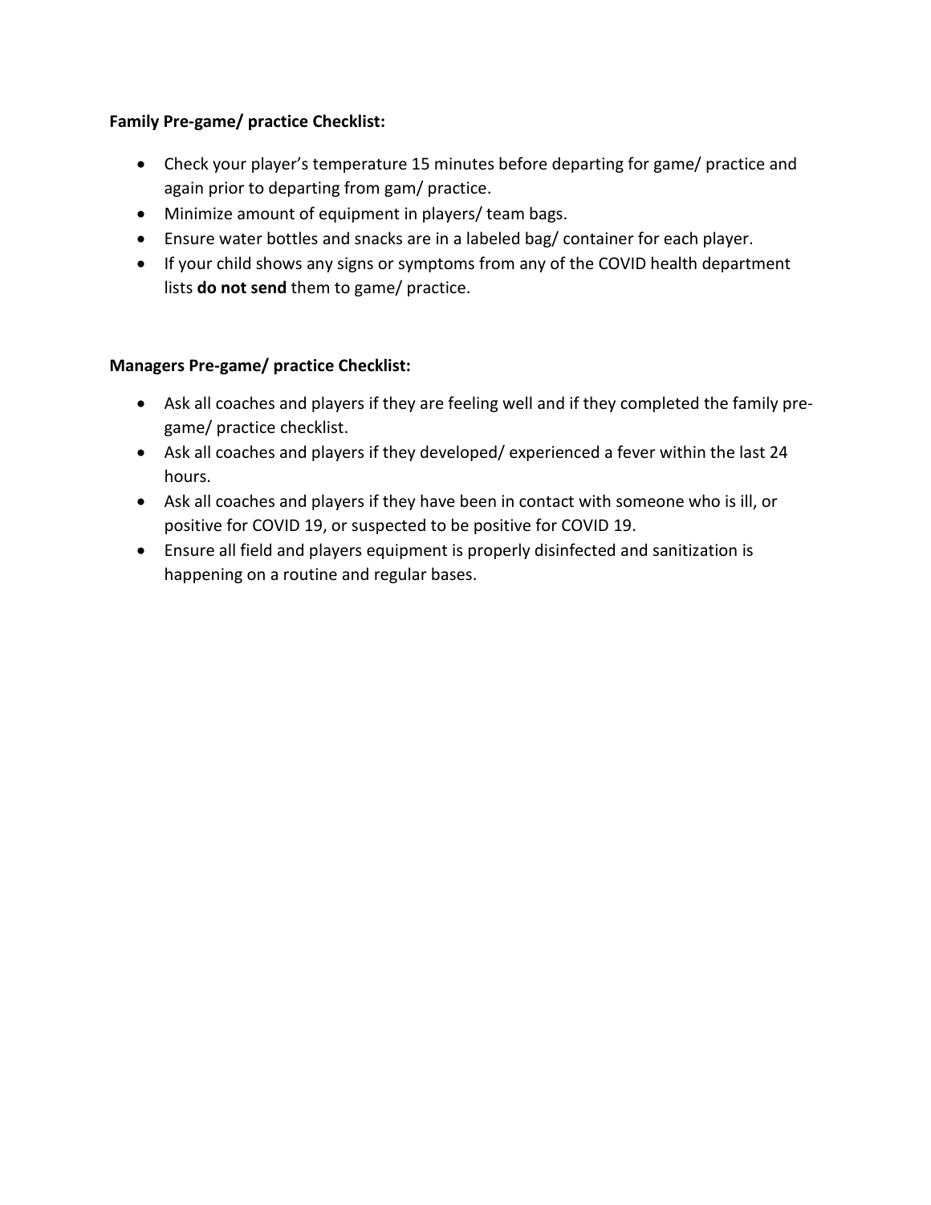**Family Pre-game/ practice Checklist:**

- Check your player's temperature 15 minutes before departing for game/ practice and again prior to departing from gam/ practice.
- Minimize amount of equipment in players/ team bags.
- Ensure water bottles and snacks are in a labeled bag/ container for each player.
- If your child shows any signs or symptoms from any of the COVID health department lists **do not send** them to game/ practice.

**Managers Pre-game/ practice Checklist:**

- Ask all coaches and players if they are feeling well and if they completed the family pre-game/ practice checklist.
- Ask all coaches and players if they developed/ experienced a fever within the last 24 hours.
- Ask all coaches and players if they have been in contact with someone who is ill, or positive for COVID 19, or suspected to be positive for COVID 19.
- Ensure all field and players equipment is properly disinfected and sanitization is happening on a routine and regular bases.